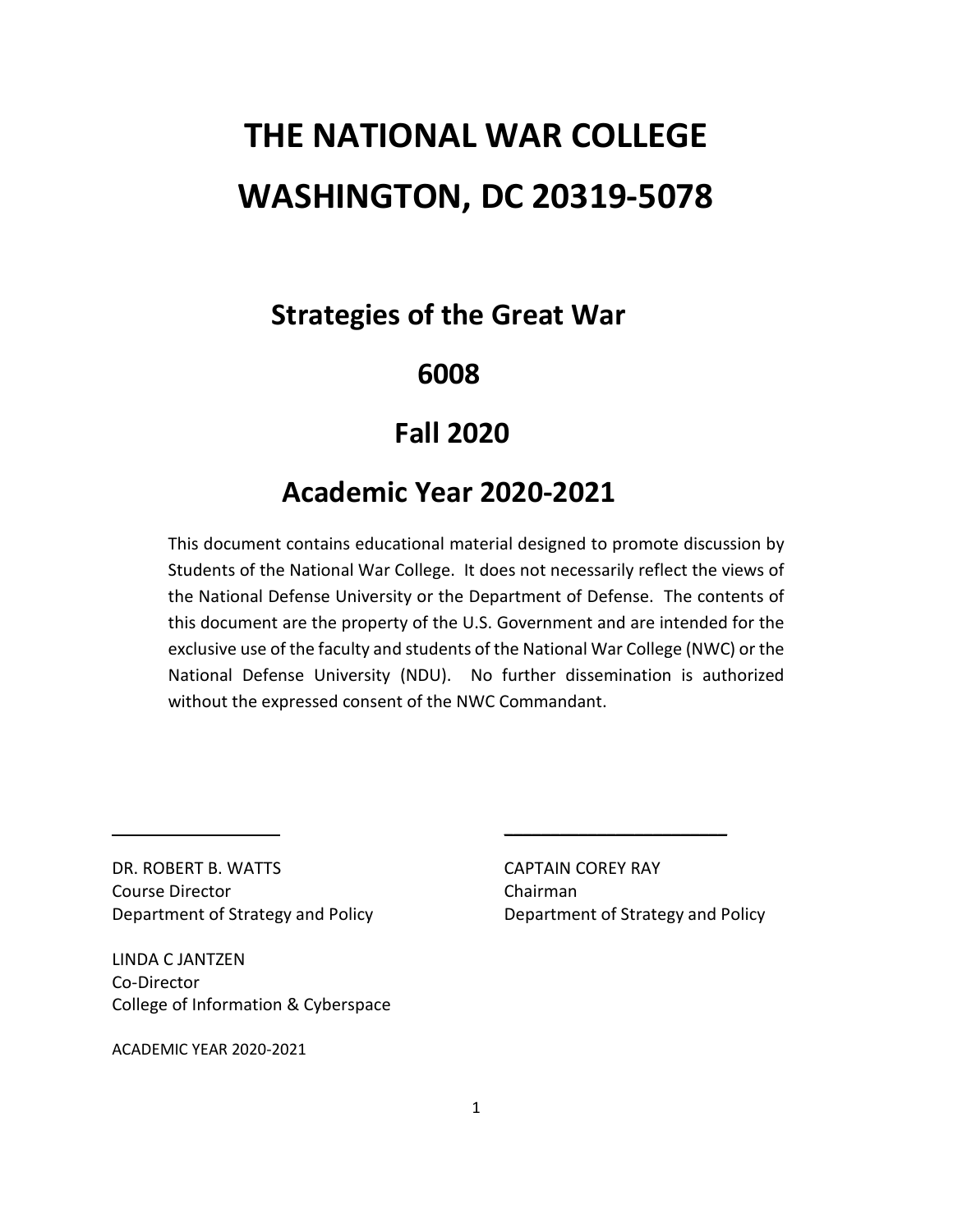# THE NATIONAL WAR COLLEGE

# WASHINGTON, DC 20319-5078

## Strategies of the Great War

## 6008

## Fall 2020

## Academic Year 2020-2021

This document contains educational material designed to promote discussion by Students of the National War College. It does not necessarily reflect the views of the National Defense University or the Department of Defense. The contents of this document are the property of the U.S. Government and are intended for the exclusive use of the faculty and students of the National War College (NWC) or the National Defense University (NDU). No further dissemination is authorized without the expressed consent of the NWC Commandant.

DR. ROBERT B. WATTS
Course Director
Department of Strategy and Policy

CAPTAIN COREY RAY
Chairman
Department of Strategy and Policy

LINDA C JANTZEN
Co-Director
College of Information & Cyberspace

ACADEMIC YEAR 2020-2021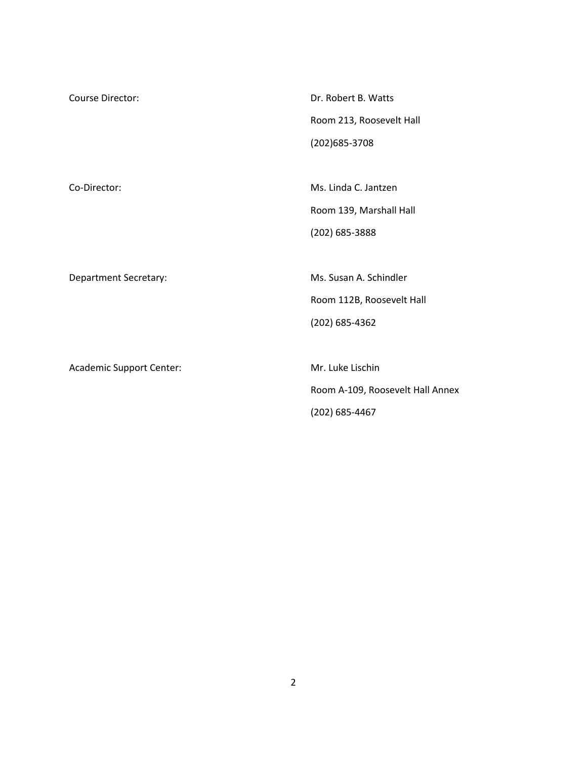| | |
|---|---|
| Course Director: | Dr. Robert B. Watts<br>Room 213, Roosevelt Hall<br>(202)685-3708 |
| Co-Director: | Ms. Linda C. Jantzen<br>Room 139, Marshall Hall<br>(202) 685-3888 |
| Department Secretary: | Ms. Susan A. Schindler<br>Room 112B, Roosevelt Hall<br>(202) 685-4362 |
| Academic Support Center: | Mr. Luke Lischin<br>Room A-109, Roosevelt Hall Annex<br>(202) 685-4467 |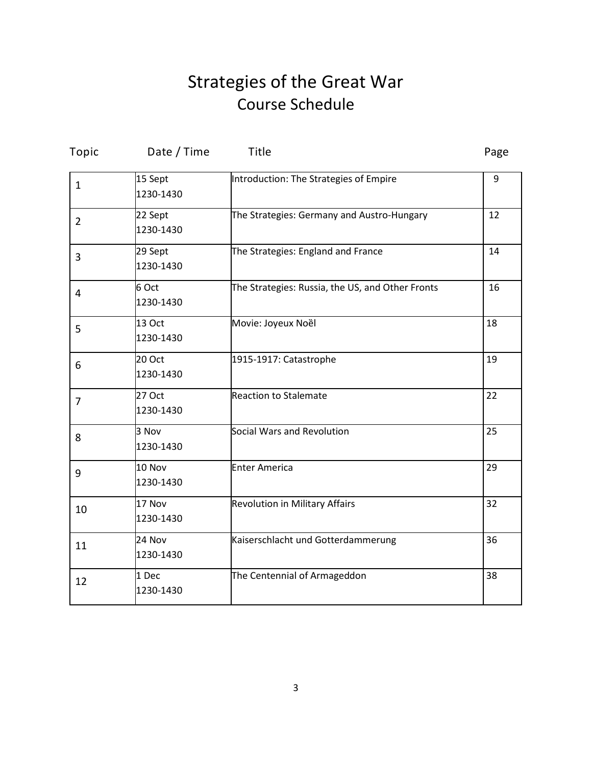# Strategies of the Great War

## Course Schedule

| Topic | Date / Time | Title | Page |
|---|---|---|---|
| 1 | 15 Sept 1230-1430 | Introduction: The Strategies of Empire | 9 |
| 2 | 22 Sept 1230-1430 | The Strategies: Germany and Austro-Hungary | 12 |
| 3 | 29 Sept 1230-1430 | The Strategies: England and France | 14 |
| 4 | 6 Oct 1230-1430 | The Strategies: Russia, the US, and Other Fronts | 16 |
| 5 | 13 Oct 1230-1430 | Movie: Joyeux Noèl | 18 |
| 6 | 20 Oct 1230-1430 | 1915-1917: Catastrophe | 19 |
| 7 | 27 Oct 1230-1430 | Reaction to Stalemate | 22 |
| 8 | 3 Nov 1230-1430 | Social Wars and Revolution | 25 |
| 9 | 10 Nov 1230-1430 | Enter America | 29 |
| 10 | 17 Nov 1230-1430 | Revolution in Military Affairs | 32 |
| 11 | 24 Nov 1230-1430 | Kaiserschlacht und Gotterdammerung | 36 |
| 12 | 1 Dec 1230-1430 | The Centennial of Armageddon | 38 |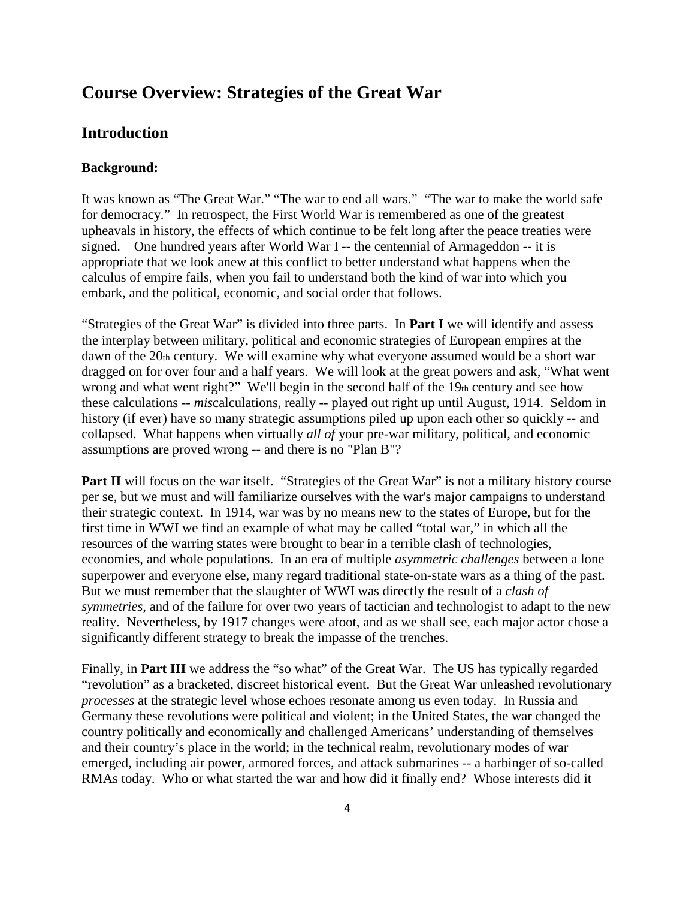## Course Overview: Strategies of the Great War

### Introduction

#### Background:

It was known as "The Great War." "The war to end all wars." "The war to make the world safe for democracy." In retrospect, the First World War is remembered as one of the greatest upheavals in history, the effects of which continue to be felt long after the peace treaties were signed. One hundred years after World War I -- the centennial of Armageddon -- it is appropriate that we look anew at this conflict to better understand what happens when the calculus of empire fails, when you fail to understand both the kind of war into which you embark, and the political, economic, and social order that follows.

"Strategies of the Great War" is divided into three parts. In **Part I** we will identify and assess the interplay between military, political and economic strategies of European empires at the dawn of the 20th century. We will examine why what everyone assumed would be a short war dragged on for over four and a half years. We will look at the great powers and ask, "What went wrong and what went right?" We'll begin in the second half of the 19th century and see how these calculations -- *mis*calculations, really -- played out right up until August, 1914. Seldom in history (if ever) have so many strategic assumptions piled up upon each other so quickly -- and collapsed. What happens when virtually *all of* your pre-war military, political, and economic assumptions are proved wrong -- and there is no "Plan B"?

**Part II** will focus on the war itself. "Strategies of the Great War" is not a military history course per se, but we must and will familiarize ourselves with the war's major campaigns to understand their strategic context. In 1914, war was by no means new to the states of Europe, but for the first time in WWI we find an example of what may be called "total war," in which all the resources of the warring states were brought to bear in a terrible clash of technologies, economies, and whole populations. In an era of multiple *asymmetric challenges* between a lone superpower and everyone else, many regard traditional state-on-state wars as a thing of the past. But we must remember that the slaughter of WWI was directly the result of a *clash of symmetries*, and of the failure for over two years of tactician and technologist to adapt to the new reality. Nevertheless, by 1917 changes were afoot, and as we shall see, each major actor chose a significantly different strategy to break the impasse of the trenches.

Finally, in **Part III** we address the "so what" of the Great War. The US has typically regarded "revolution" as a bracketed, discreet historical event. But the Great War unleashed revolutionary *processes* at the strategic level whose echoes resonate among us even today. In Russia and Germany these revolutions were political and violent; in the United States, the war changed the country politically and economically and challenged Americans' understanding of themselves and their country's place in the world; in the technical realm, revolutionary modes of war emerged, including air power, armored forces, and attack submarines -- a harbinger of so-called RMAs today. Who or what started the war and how did it finally end? Whose interests did it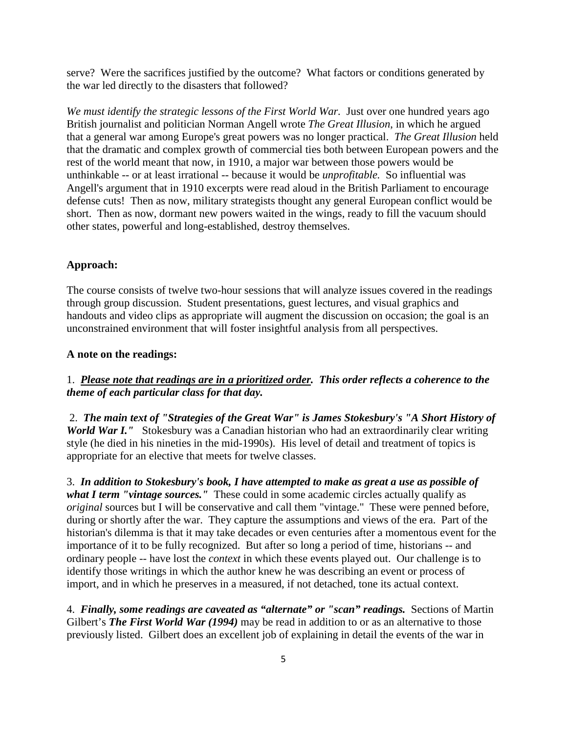serve? Were the sacrifices justified by the outcome? What factors or conditions generated by the war led directly to the disasters that followed?

*We must identify the strategic lessons of the First World War.* Just over one hundred years ago British journalist and politician Norman Angell wrote *The Great Illusion*, in which he argued that a general war among Europe's great powers was no longer practical. *The Great Illusion* held that the dramatic and complex growth of commercial ties both between European powers and the rest of the world meant that now, in 1910, a major war between those powers would be unthinkable -- or at least irrational -- because it would be *unprofitable.* So influential was Angell's argument that in 1910 excerpts were read aloud in the British Parliament to encourage defense cuts! Then as now, military strategists thought any general European conflict would be short. Then as now, dormant new powers waited in the wings, ready to fill the vacuum should other states, powerful and long-established, destroy themselves.

**Approach:**

The course consists of twelve two-hour sessions that will analyze issues covered in the readings through group discussion. Student presentations, guest lectures, and visual graphics and handouts and video clips as appropriate will augment the discussion on occasion; the goal is an unconstrained environment that will foster insightful analysis from all perspectives.

**A note on the readings:**

1. ***Please note that readings are in a prioritized order.* *This order reflects a coherence to the theme of each particular class for that day.***

2. ***The main text of "Strategies of the Great War" is James Stokesbury's "A Short History of World War I."*** Stokesbury was a Canadian historian who had an extraordinarily clear writing style (he died in his nineties in the mid-1990s). His level of detail and treatment of topics is appropriate for an elective that meets for twelve classes.

3. ***In addition to Stokesbury's book, I have attempted to make as great a use as possible of what I term "vintage sources."*** These could in some academic circles actually qualify as *original* sources but I will be conservative and call them "vintage." These were penned before, during or shortly after the war. They capture the assumptions and views of the era. Part of the historian's dilemma is that it may take decades or even centuries after a momentous event for the importance of it to be fully recognized. But after so long a period of time, historians -- and ordinary people -- have lost the *context* in which these events played out. Our challenge is to identify those writings in which the author knew he was describing an event or process of import, and in which he preserves in a measured, if not detached, tone its actual context.

4. ***Finally, some readings are caveated as "alternate" or "scan" readings.*** Sections of Martin Gilbert's ***The First World War (1994)*** may be read in addition to or as an alternative to those previously listed. Gilbert does an excellent job of explaining in detail the events of the war in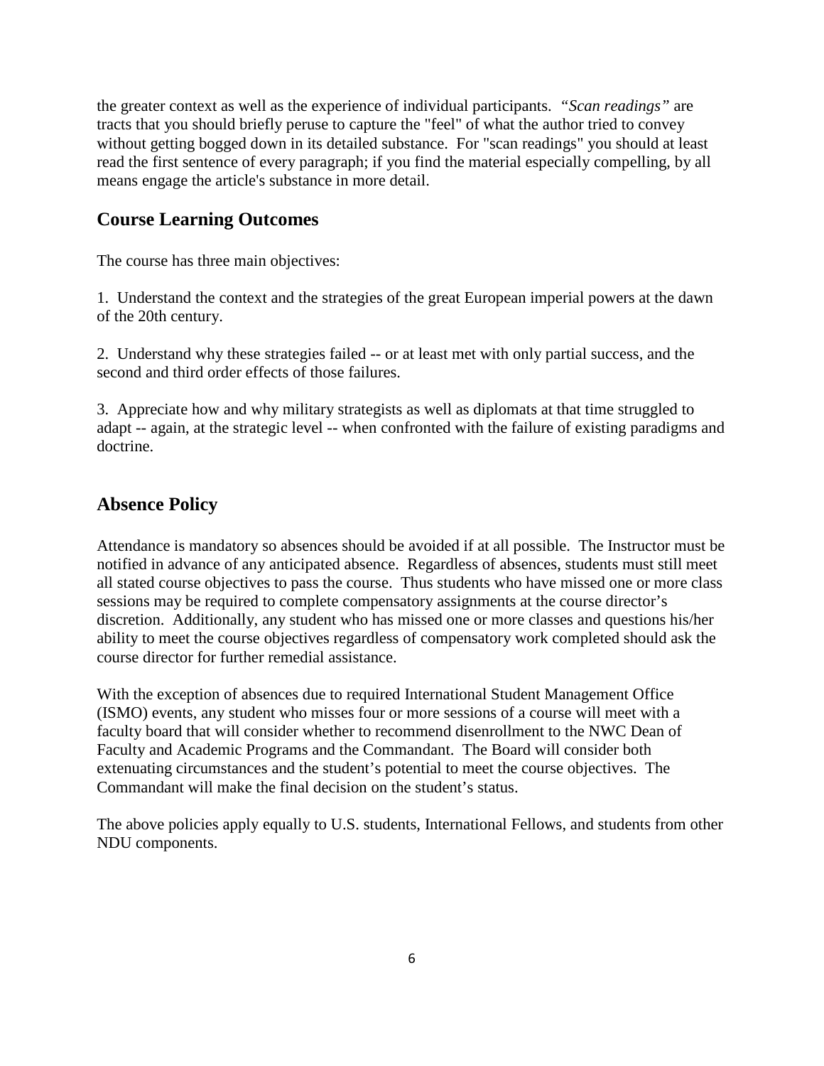the greater context as well as the experience of individual participants. "*Scan readings*" are tracts that you should briefly peruse to capture the "feel" of what the author tried to convey without getting bogged down in its detailed substance. For "scan readings" you should at least read the first sentence of every paragraph; if you find the material especially compelling, by all means engage the article's substance in more detail.

## Course Learning Outcomes

The course has three main objectives:

1. Understand the context and the strategies of the great European imperial powers at the dawn of the 20th century.

2. Understand why these strategies failed -- or at least met with only partial success, and the second and third order effects of those failures.

3. Appreciate how and why military strategists as well as diplomats at that time struggled to adapt -- again, at the strategic level -- when confronted with the failure of existing paradigms and doctrine.

## Absence Policy

Attendance is mandatory so absences should be avoided if at all possible. The Instructor must be notified in advance of any anticipated absence. Regardless of absences, students must still meet all stated course objectives to pass the course. Thus students who have missed one or more class sessions may be required to complete compensatory assignments at the course director's discretion. Additionally, any student who has missed one or more classes and questions his/her ability to meet the course objectives regardless of compensatory work completed should ask the course director for further remedial assistance.

With the exception of absences due to required International Student Management Office (ISMO) events, any student who misses four or more sessions of a course will meet with a faculty board that will consider whether to recommend disenrollment to the NWC Dean of Faculty and Academic Programs and the Commandant. The Board will consider both extenuating circumstances and the student's potential to meet the course objectives. The Commandant will make the final decision on the student's status.

The above policies apply equally to U.S. students, International Fellows, and students from other NDU components.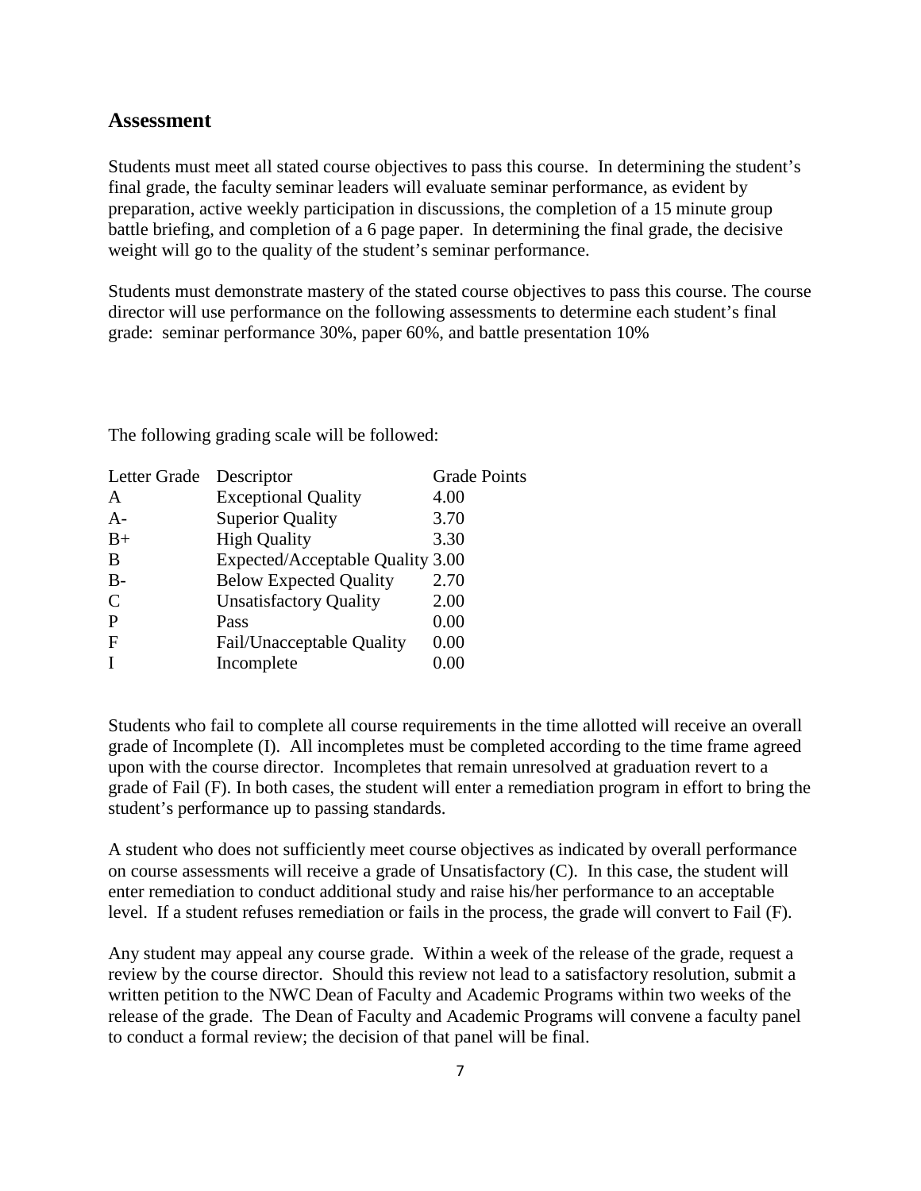## Assessment

Students must meet all stated course objectives to pass this course. In determining the student's final grade, the faculty seminar leaders will evaluate seminar performance, as evident by preparation, active weekly participation in discussions, the completion of a 15 minute group battle briefing, and completion of a 6 page paper. In determining the final grade, the decisive weight will go to the quality of the student's seminar performance.

Students must demonstrate mastery of the stated course objectives to pass this course. The course director will use performance on the following assessments to determine each student's final grade: seminar performance 30%, paper 60%, and battle presentation 10%

The following grading scale will be followed:

| Letter Grade | Descriptor | Grade Points |
|---|---|---|
| A | Exceptional Quality | 4.00 |
| A- | Superior Quality | 3.70 |
| B+ | High Quality | 3.30 |
| B | Expected/Acceptable Quality | 3.00 |
| B- | Below Expected Quality | 2.70 |
| C | Unsatisfactory Quality | 2.00 |
| P | Pass | 0.00 |
| F | Fail/Unacceptable Quality | 0.00 |
| I | Incomplete | 0.00 |

Students who fail to complete all course requirements in the time allotted will receive an overall grade of Incomplete (I). All incompletes must be completed according to the time frame agreed upon with the course director. Incompletes that remain unresolved at graduation revert to a grade of Fail (F). In both cases, the student will enter a remediation program in effort to bring the student's performance up to passing standards.

A student who does not sufficiently meet course objectives as indicated by overall performance on course assessments will receive a grade of Unsatisfactory (C). In this case, the student will enter remediation to conduct additional study and raise his/her performance to an acceptable level. If a student refuses remediation or fails in the process, the grade will convert to Fail (F).

Any student may appeal any course grade. Within a week of the release of the grade, request a review by the course director. Should this review not lead to a satisfactory resolution, submit a written petition to the NWC Dean of Faculty and Academic Programs within two weeks of the release of the grade. The Dean of Faculty and Academic Programs will convene a faculty panel to conduct a formal review; the decision of that panel will be final.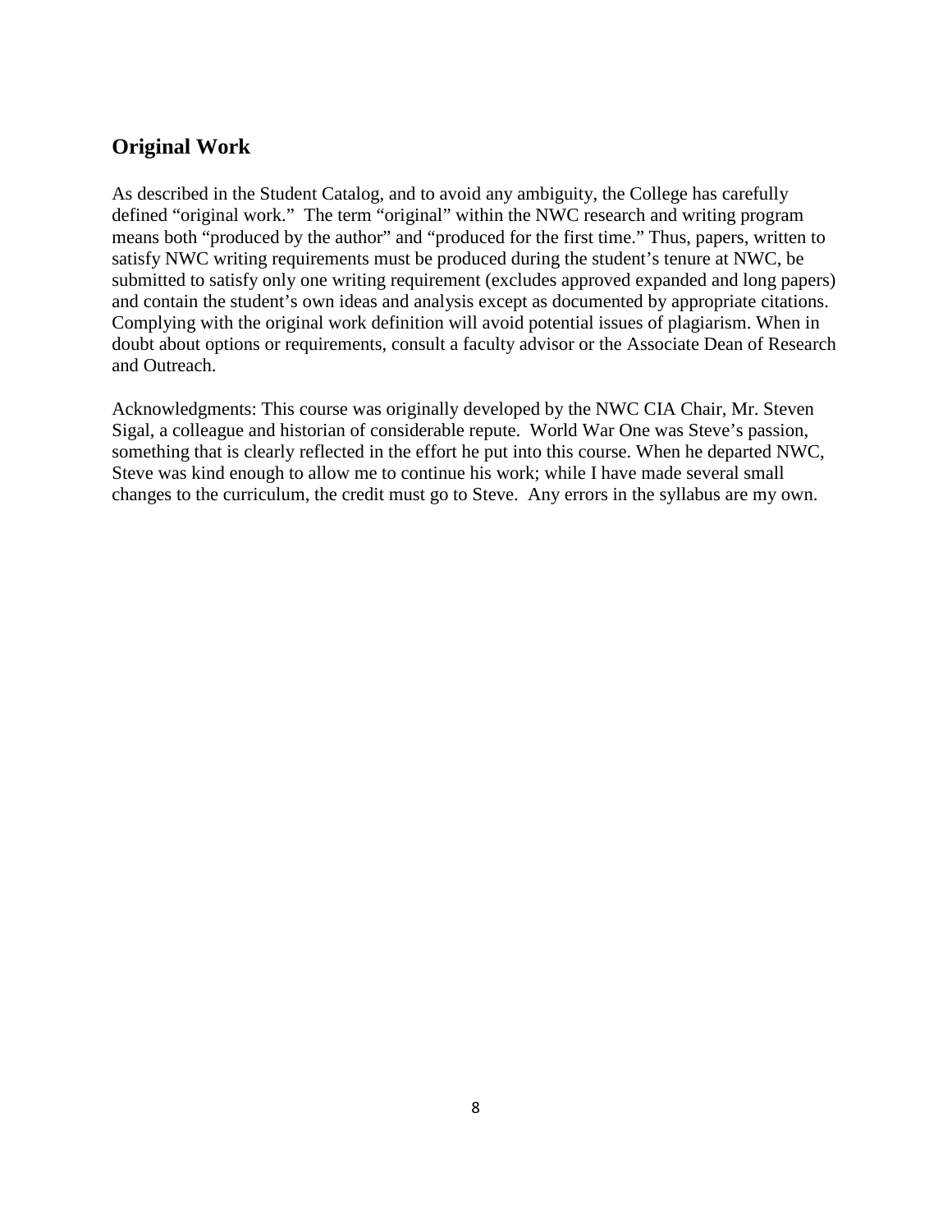## Original Work

As described in the Student Catalog, and to avoid any ambiguity, the College has carefully defined "original work." The term "original" within the NWC research and writing program means both "produced by the author" and "produced for the first time." Thus, papers, written to satisfy NWC writing requirements must be produced during the student's tenure at NWC, be submitted to satisfy only one writing requirement (excludes approved expanded and long papers) and contain the student's own ideas and analysis except as documented by appropriate citations. Complying with the original work definition will avoid potential issues of plagiarism. When in doubt about options or requirements, consult a faculty advisor or the Associate Dean of Research and Outreach.

Acknowledgments: This course was originally developed by the NWC CIA Chair, Mr. Steven Sigal, a colleague and historian of considerable repute. World War One was Steve's passion, something that is clearly reflected in the effort he put into this course. When he departed NWC, Steve was kind enough to allow me to continue his work; while I have made several small changes to the curriculum, the credit must go to Steve. Any errors in the syllabus are my own.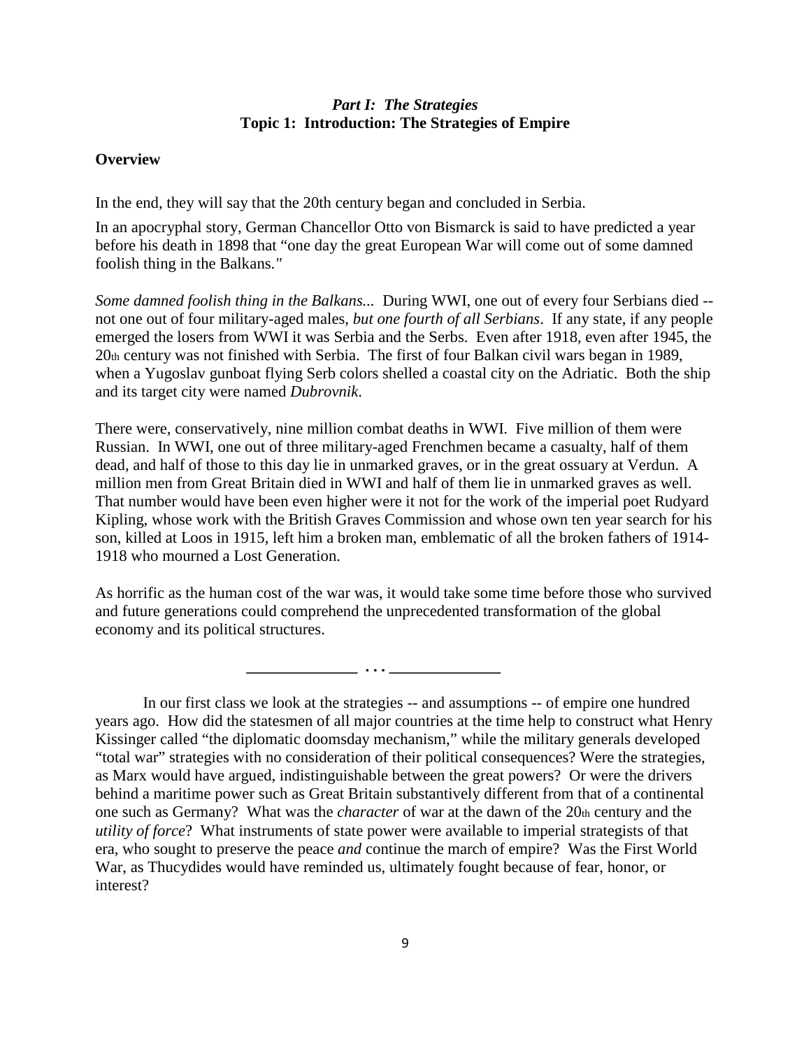### *Part I: The Strategies*
### Topic 1: Introduction: The Strategies of Empire

**Overview**

In the end, they will say that the 20th century began and concluded in Serbia.

In an apocryphal story, German Chancellor Otto von Bismarck is said to have predicted a year before his death in 1898 that "one day the great European War will come out of some damned foolish thing in the Balkans."

*Some damned foolish thing in the Balkans...* During WWI, one out of every four Serbians died -- not one out of four military-aged males, *but one fourth of all Serbians*. If any state, if any people emerged the losers from WWI it was Serbia and the Serbs. Even after 1918, even after 1945, the 20th century was not finished with Serbia. The first of four Balkan civil wars began in 1989, when a Yugoslav gunboat flying Serb colors shelled a coastal city on the Adriatic. Both the ship and its target city were named *Dubrovnik*.

There were, conservatively, nine million combat deaths in WWI. Five million of them were Russian. In WWI, one out of three military-aged Frenchmen became a casualty, half of them dead, and half of those to this day lie in unmarked graves, or in the great ossuary at Verdun. A million men from Great Britain died in WWI and half of them lie in unmarked graves as well. That number would have been even higher were it not for the work of the imperial poet Rudyard Kipling, whose work with the British Graves Commission and whose own ten year search for his son, killed at Loos in 1915, left him a broken man, emblematic of all the broken fathers of 1914-1918 who mourned a Lost Generation.

As horrific as the human cost of the war was, it would take some time before those who survived and future generations could comprehend the unprecedented transformation of the global economy and its political structures.

\_\_\_\_\_\_\_\_\_\_\_\_\_ . . . \_\_\_\_\_\_\_\_\_\_\_\_\_

In our first class we look at the strategies -- and assumptions -- of empire one hundred years ago. How did the statesmen of all major countries at the time help to construct what Henry Kissinger called "the diplomatic doomsday mechanism," while the military generals developed "total war" strategies with no consideration of their political consequences? Were the strategies, as Marx would have argued, indistinguishable between the great powers? Or were the drivers behind a maritime power such as Great Britain substantively different from that of a continental one such as Germany? What was the *character* of war at the dawn of the 20th century and the *utility of force*? What instruments of state power were available to imperial strategists of that era, who sought to preserve the peace *and* continue the march of empire? Was the First World War, as Thucydides would have reminded us, ultimately fought because of fear, honor, or interest?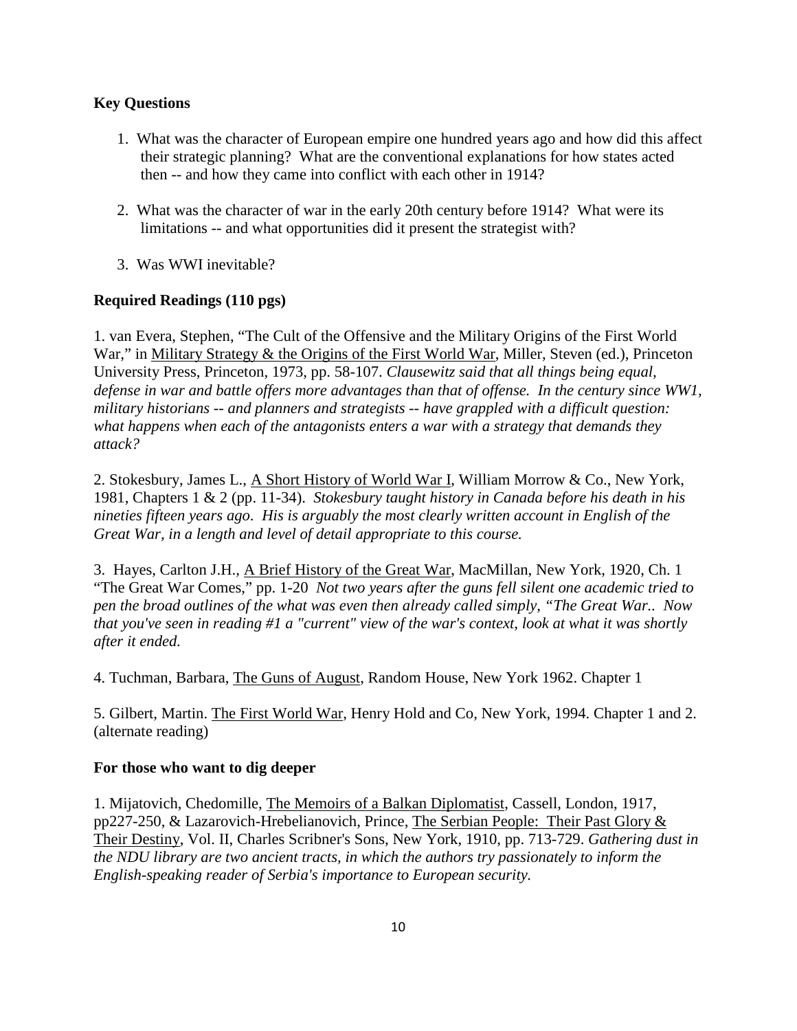**Key Questions**

1. What was the character of European empire one hundred years ago and how did this affect their strategic planning? What are the conventional explanations for how states acted then -- and how they came into conflict with each other in 1914?

2. What was the character of war in the early 20th century before 1914? What were its limitations -- and what opportunities did it present the strategist with?

3. Was WWI inevitable?

**Required Readings (110 pgs)**

1. van Evera, Stephen, "The Cult of the Offensive and the Military Origins of the First World War," in Military Strategy & the Origins of the First World War, Miller, Steven (ed.), Princeton University Press, Princeton, 1973, pp. 58-107. *Clausewitz said that all things being equal, defense in war and battle offers more advantages than that of offense. In the century since WW1, military historians -- and planners and strategists -- have grappled with a difficult question: what happens when each of the antagonists enters a war with a strategy that demands they attack?*

2. Stokesbury, James L., A Short History of World War I, William Morrow & Co., New York, 1981, Chapters 1 & 2 (pp. 11-34). *Stokesbury taught history in Canada before his death in his nineties fifteen years ago. His is arguably the most clearly written account in English of the Great War, in a length and level of detail appropriate to this course.*

3. Hayes, Carlton J.H., A Brief History of the Great War, MacMillan, New York, 1920, Ch. 1 "The Great War Comes," pp. 1-20 *Not two years after the guns fell silent one academic tried to pen the broad outlines of the what was even then already called simply, "The Great War.. Now that you've seen in reading #1 a "current" view of the war's context, look at what it was shortly after it ended.*

4. Tuchman, Barbara, The Guns of August, Random House, New York 1962. Chapter 1

5. Gilbert, Martin. The First World War, Henry Hold and Co, New York, 1994. Chapter 1 and 2. (alternate reading)

**For those who want to dig deeper**

1. Mijatovich, Chedomille, The Memoirs of a Balkan Diplomatist, Cassell, London, 1917, pp227-250, & Lazarovich-Hrebelianovich, Prince, The Serbian People: Their Past Glory & Their Destiny, Vol. II, Charles Scribner's Sons, New York, 1910, pp. 713-729. *Gathering dust in the NDU library are two ancient tracts, in which the authors try passionately to inform the English-speaking reader of Serbia's importance to European security.*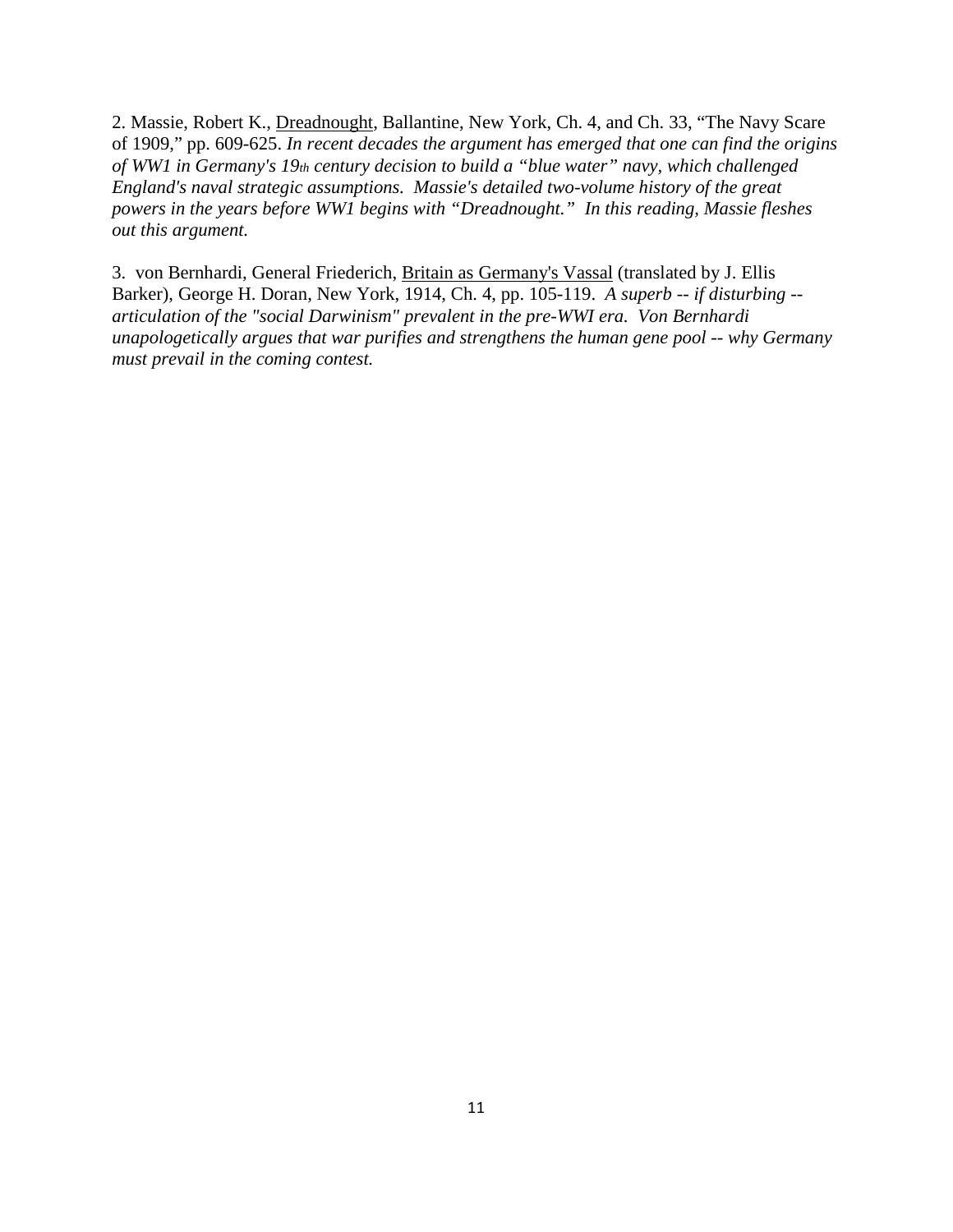2. Massie, Robert K., <u>Dreadnought</u>, Ballantine, New York, Ch. 4, and Ch. 33, "The Navy Scare of 1909," pp. 609-625. *In recent decades the argument has emerged that one can find the origins of WW1 in Germany's 19th century decision to build a "blue water" navy, which challenged England's naval strategic assumptions. Massie's detailed two-volume history of the great powers in the years before WW1 begins with "Dreadnought." In this reading, Massie fleshes out this argument.*

3. von Bernhardi, General Friederich, <u>Britain as Germany's Vassal</u> (translated by J. Ellis Barker), George H. Doran, New York, 1914, Ch. 4, pp. 105-119. *A superb -- if disturbing -- articulation of the "social Darwinism" prevalent in the pre-WWI era. Von Bernhardi unapologetically argues that war purifies and strengthens the human gene pool -- why Germany must prevail in the coming contest.*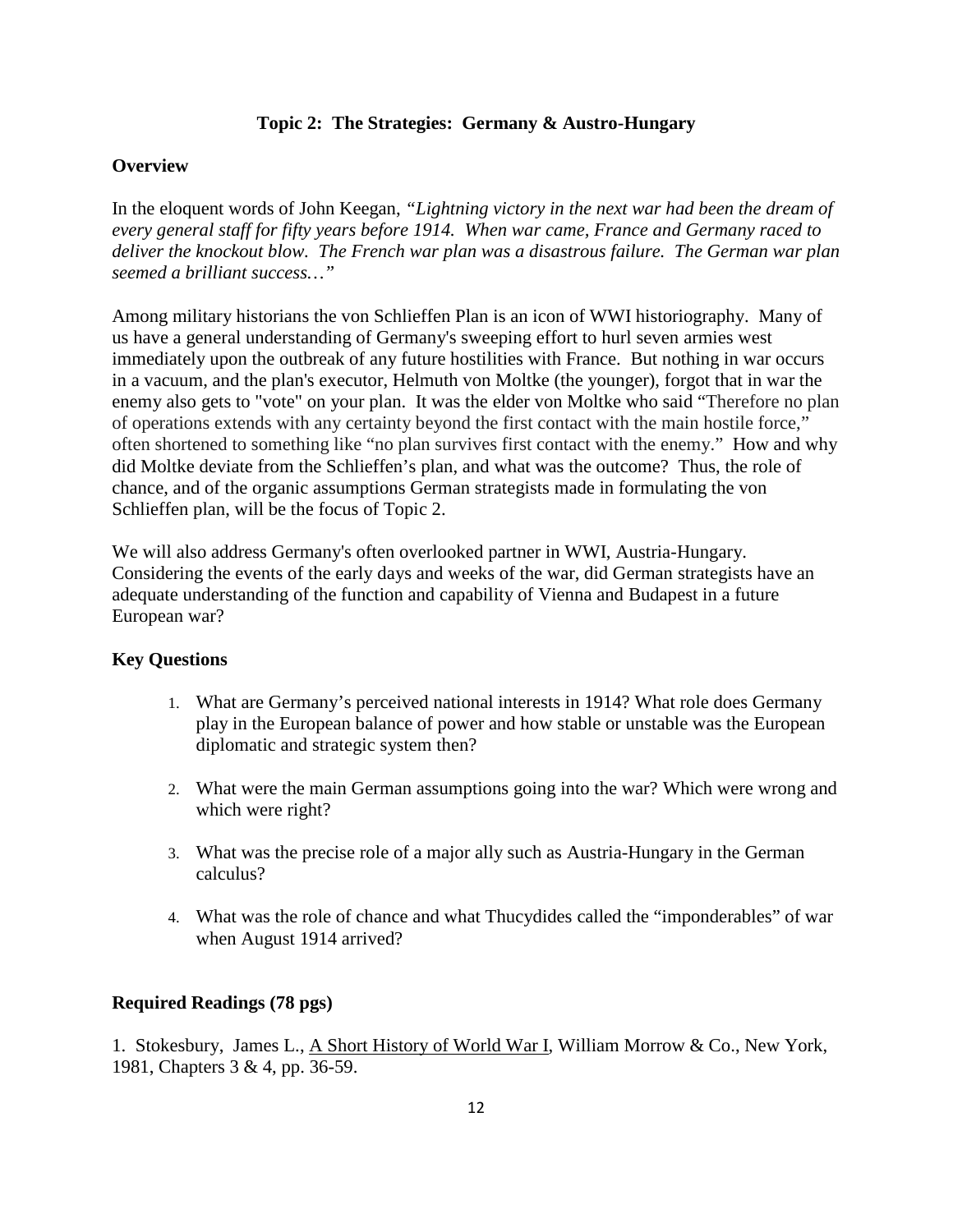## Topic 2: The Strategies: Germany & Austro-Hungary

### Overview

In the eloquent words of John Keegan, *"Lightning victory in the next war had been the dream of every general staff for fifty years before 1914. When war came, France and Germany raced to deliver the knockout blow. The French war plan was a disastrous failure. The German war plan seemed a brilliant success…"*

Among military historians the von Schlieffen Plan is an icon of WWI historiography. Many of us have a general understanding of Germany's sweeping effort to hurl seven armies west immediately upon the outbreak of any future hostilities with France. But nothing in war occurs in a vacuum, and the plan's executor, Helmuth von Moltke (the younger), forgot that in war the enemy also gets to "vote" on your plan. It was the elder von Moltke who said "Therefore no plan of operations extends with any certainty beyond the first contact with the main hostile force," often shortened to something like "no plan survives first contact with the enemy." How and why did Moltke deviate from the Schlieffen's plan, and what was the outcome? Thus, the role of chance, and of the organic assumptions German strategists made in formulating the von Schlieffen plan, will be the focus of Topic 2.

We will also address Germany's often overlooked partner in WWI, Austria-Hungary. Considering the events of the early days and weeks of the war, did German strategists have an adequate understanding of the function and capability of Vienna and Budapest in a future European war?

### Key Questions

1. What are Germany's perceived national interests in 1914? What role does Germany play in the European balance of power and how stable or unstable was the European diplomatic and strategic system then?
2. What were the main German assumptions going into the war? Which were wrong and which were right?
3. What was the precise role of a major ally such as Austria-Hungary in the German calculus?
4. What was the role of chance and what Thucydides called the "imponderables" of war when August 1914 arrived?

### Required Readings (78 pgs)

1. Stokesbury, James L., A Short History of World War I, William Morrow & Co., New York, 1981, Chapters 3 & 4, pp. 36-59.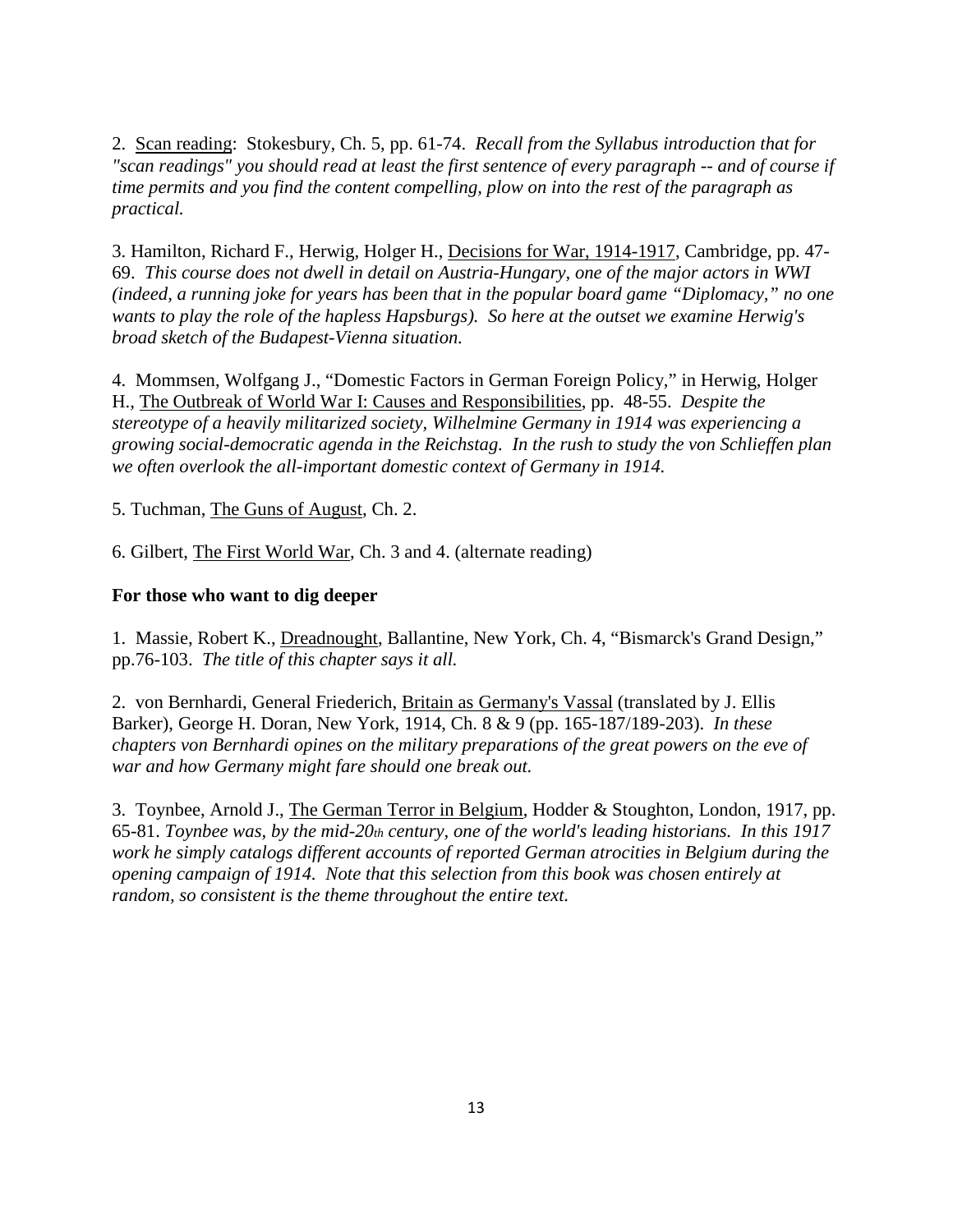2. Scan reading: Stokesbury, Ch. 5, pp. 61-74. *Recall from the Syllabus introduction that for "scan readings" you should read at least the first sentence of every paragraph -- and of course if time permits and you find the content compelling, plow on into the rest of the paragraph as practical.*

3. Hamilton, Richard F., Herwig, Holger H., Decisions for War, 1914-1917, Cambridge, pp. 47-69. *This course does not dwell in detail on Austria-Hungary, one of the major actors in WWI (indeed, a running joke for years has been that in the popular board game "Diplomacy," no one wants to play the role of the hapless Hapsburgs). So here at the outset we examine Herwig's broad sketch of the Budapest-Vienna situation.*

4. Mommsen, Wolfgang J., "Domestic Factors in German Foreign Policy," in Herwig, Holger H., The Outbreak of World War I: Causes and Responsibilities, pp. 48-55. *Despite the stereotype of a heavily militarized society, Wilhelmine Germany in 1914 was experiencing a growing social-democratic agenda in the Reichstag. In the rush to study the von Schlieffen plan we often overlook the all-important domestic context of Germany in 1914.*

5. Tuchman, The Guns of August, Ch. 2.

6. Gilbert, The First World War, Ch. 3 and 4. (alternate reading)

**For those who want to dig deeper**

1. Massie, Robert K., Dreadnought, Ballantine, New York, Ch. 4, "Bismarck's Grand Design," pp.76-103. *The title of this chapter says it all.*

2. von Bernhardi, General Friederich, Britain as Germany's Vassal (translated by J. Ellis Barker), George H. Doran, New York, 1914, Ch. 8 & 9 (pp. 165-187/189-203). *In these chapters von Bernhardi opines on the military preparations of the great powers on the eve of war and how Germany might fare should one break out.*

3. Toynbee, Arnold J., The German Terror in Belgium, Hodder & Stoughton, London, 1917, pp. 65-81. *Toynbee was, by the mid-20th century, one of the world's leading historians. In this 1917 work he simply catalogs different accounts of reported German atrocities in Belgium during the opening campaign of 1914. Note that this selection from this book was chosen entirely at random, so consistent is the theme throughout the entire text.*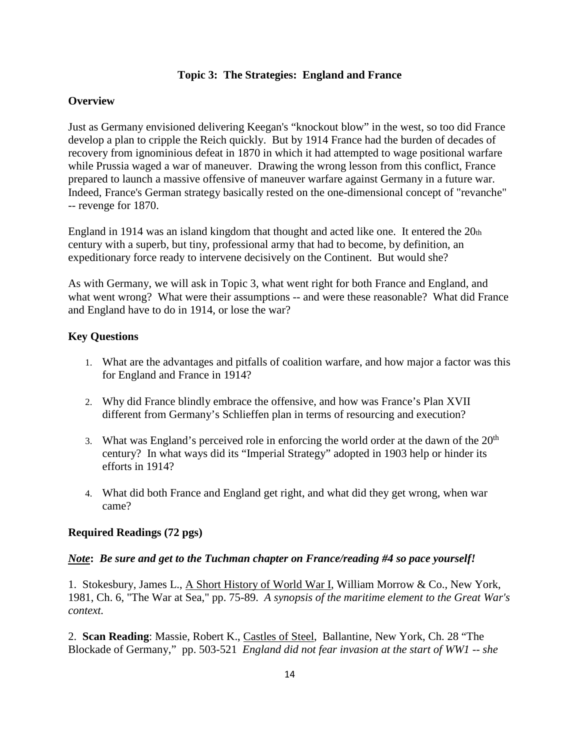## Topic 3: The Strategies: England and France

### Overview

Just as Germany envisioned delivering Keegan's "knockout blow" in the west, so too did France develop a plan to cripple the Reich quickly. But by 1914 France had the burden of decades of recovery from ignominious defeat in 1870 in which it had attempted to wage positional warfare while Prussia waged a war of maneuver. Drawing the wrong lesson from this conflict, France prepared to launch a massive offensive of maneuver warfare against Germany in a future war. Indeed, France's German strategy basically rested on the one-dimensional concept of "revanche" -- revenge for 1870.

England in 1914 was an island kingdom that thought and acted like one. It entered the 20th century with a superb, but tiny, professional army that had to become, by definition, an expeditionary force ready to intervene decisively on the Continent. But would she?

As with Germany, we will ask in Topic 3, what went right for both France and England, and what went wrong? What were their assumptions -- and were these reasonable? What did France and England have to do in 1914, or lose the war?

### Key Questions

1. What are the advantages and pitfalls of coalition warfare, and how major a factor was this for England and France in 1914?
2. Why did France blindly embrace the offensive, and how was France's Plan XVII different from Germany's Schlieffen plan in terms of resourcing and execution?
3. What was England's perceived role in enforcing the world order at the dawn of the 20th century? In what ways did its "Imperial Strategy" adopted in 1903 help or hinder its efforts in 1914?
4. What did both France and England get right, and what did they get wrong, when war came?

### Required Readings (72 pgs)

***Note*: Be sure and get to the Tuchman chapter on France/reading #4 so pace yourself!**

1. Stokesbury, James L., A Short History of World War I, William Morrow & Co., New York, 1981, Ch. 6, "The War at Sea," pp. 75-89. *A synopsis of the maritime element to the Great War's context.*

2. **Scan Reading**: Massie, Robert K., Castles of Steel, Ballantine, New York, Ch. 28 "The Blockade of Germany," pp. 503-521 *England did not fear invasion at the start of WW1 -- she*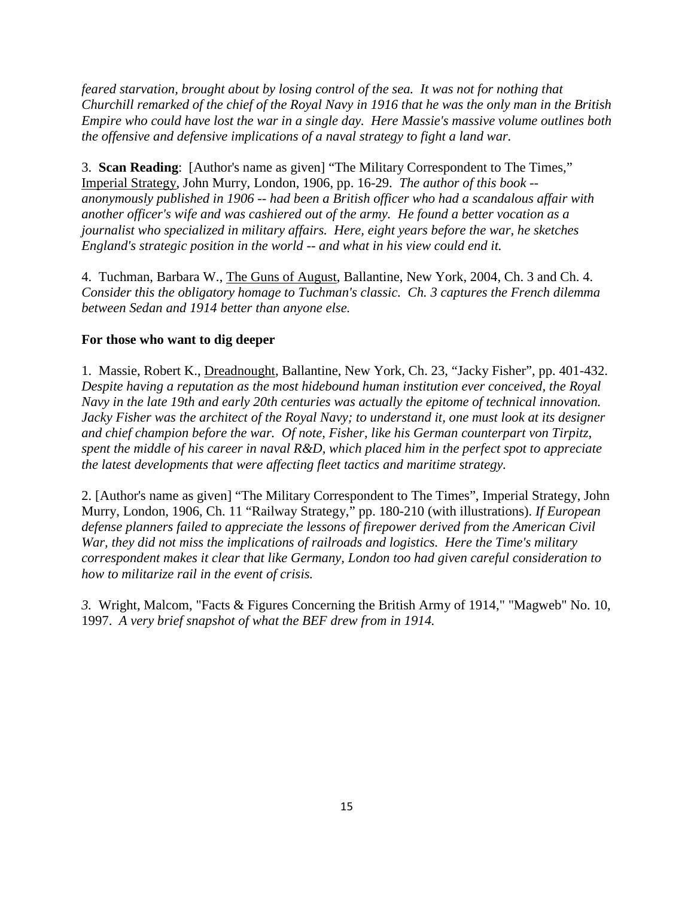*feared starvation, brought about by losing control of the sea. It was not for nothing that Churchill remarked of the chief of the Royal Navy in 1916 that he was the only man in the British Empire who could have lost the war in a single day. Here Massie's massive volume outlines both the offensive and defensive implications of a naval strategy to fight a land war.*

3. **Scan Reading**: [Author's name as given] "The Military Correspondent to The Times," Imperial Strategy, John Murry, London, 1906, pp. 16-29. *The author of this book -- anonymously published in 1906 -- had been a British officer who had a scandalous affair with another officer's wife and was cashiered out of the army. He found a better vocation as a journalist who specialized in military affairs. Here, eight years before the war, he sketches England's strategic position in the world -- and what in his view could end it.*

4. Tuchman, Barbara W., The Guns of August, Ballantine, New York, 2004, Ch. 3 and Ch. 4. *Consider this the obligatory homage to Tuchman's classic. Ch. 3 captures the French dilemma between Sedan and 1914 better than anyone else.*

**For those who want to dig deeper**

1. Massie, Robert K., Dreadnought, Ballantine, New York, Ch. 23, "Jacky Fisher", pp. 401-432. *Despite having a reputation as the most hidebound human institution ever conceived, the Royal Navy in the late 19th and early 20th centuries was actually the epitome of technical innovation. Jacky Fisher was the architect of the Royal Navy; to understand it, one must look at its designer and chief champion before the war. Of note, Fisher, like his German counterpart von Tirpitz, spent the middle of his career in naval R&D, which placed him in the perfect spot to appreciate the latest developments that were affecting fleet tactics and maritime strategy.*

2. [Author's name as given] "The Military Correspondent to The Times", Imperial Strategy, John Murry, London, 1906, Ch. 11 "Railway Strategy," pp. 180-210 (with illustrations). *If European defense planners failed to appreciate the lessons of firepower derived from the American Civil War, they did not miss the implications of railroads and logistics. Here the Time's military correspondent makes it clear that like Germany, London too had given careful consideration to how to militarize rail in the event of crisis.*

*3.* Wright, Malcom, "Facts & Figures Concerning the British Army of 1914," "Magweb" No. 10, 1997. *A very brief snapshot of what the BEF drew from in 1914.*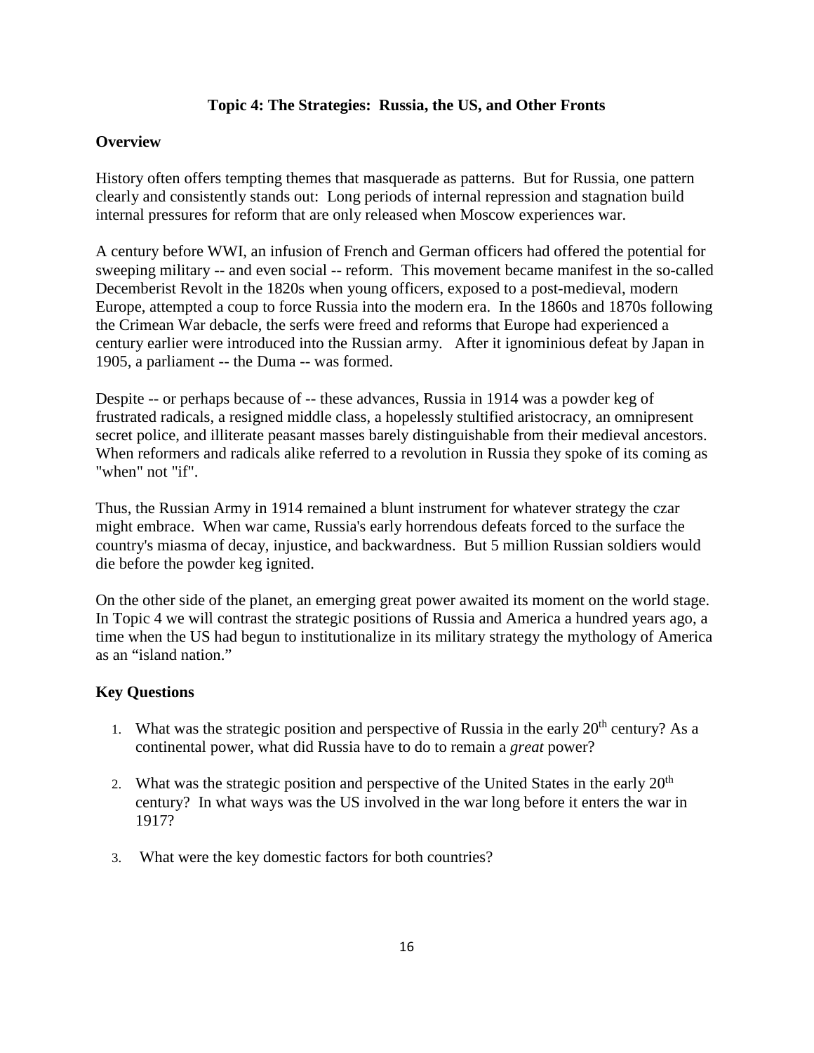## Topic 4: The Strategies: Russia, the US, and Other Fronts

### Overview

History often offers tempting themes that masquerade as patterns. But for Russia, one pattern clearly and consistently stands out: Long periods of internal repression and stagnation build internal pressures for reform that are only released when Moscow experiences war.

A century before WWI, an infusion of French and German officers had offered the potential for sweeping military -- and even social -- reform. This movement became manifest in the so-called Decemberist Revolt in the 1820s when young officers, exposed to a post-medieval, modern Europe, attempted a coup to force Russia into the modern era. In the 1860s and 1870s following the Crimean War debacle, the serfs were freed and reforms that Europe had experienced a century earlier were introduced into the Russian army. After it ignominious defeat by Japan in 1905, a parliament -- the Duma -- was formed.

Despite -- or perhaps because of -- these advances, Russia in 1914 was a powder keg of frustrated radicals, a resigned middle class, a hopelessly stultified aristocracy, an omnipresent secret police, and illiterate peasant masses barely distinguishable from their medieval ancestors. When reformers and radicals alike referred to a revolution in Russia they spoke of its coming as "when" not "if".

Thus, the Russian Army in 1914 remained a blunt instrument for whatever strategy the czar might embrace. When war came, Russia's early horrendous defeats forced to the surface the country's miasma of decay, injustice, and backwardness. But 5 million Russian soldiers would die before the powder keg ignited.

On the other side of the planet, an emerging great power awaited its moment on the world stage. In Topic 4 we will contrast the strategic positions of Russia and America a hundred years ago, a time when the US had begun to institutionalize in its military strategy the mythology of America as an "island nation."

### Key Questions

1. What was the strategic position and perspective of Russia in the early 20th century? As a continental power, what did Russia have to do to remain a *great* power?

2. What was the strategic position and perspective of the United States in the early 20th century? In what ways was the US involved in the war long before it enters the war in 1917?

3. What were the key domestic factors for both countries?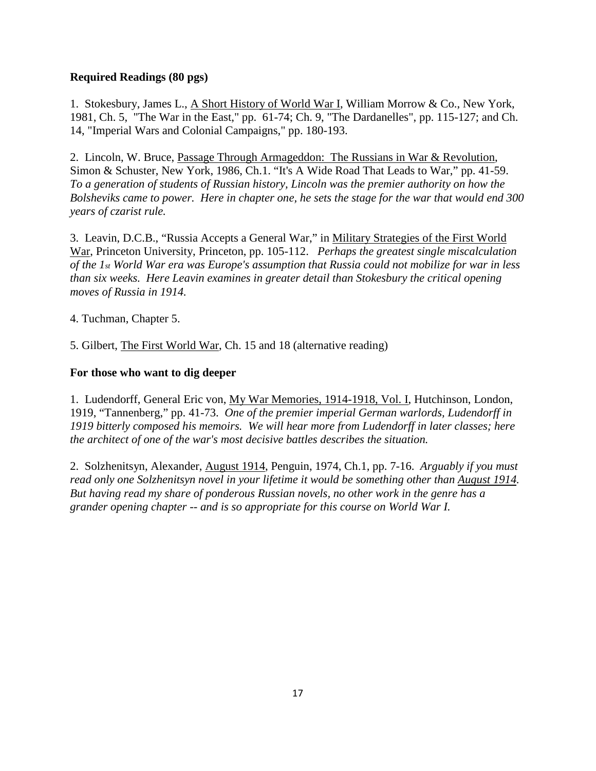**Required Readings (80 pgs)**

1. Stokesbury, James L., A Short History of World War I, William Morrow & Co., New York, 1981, Ch. 5, "The War in the East," pp. 61-74; Ch. 9, "The Dardanelles", pp. 115-127; and Ch. 14, "Imperial Wars and Colonial Campaigns," pp. 180-193.

2. Lincoln, W. Bruce, Passage Through Armageddon: The Russians in War & Revolution, Simon & Schuster, New York, 1986, Ch.1. "It's A Wide Road That Leads to War," pp. 41-59. *To a generation of students of Russian history, Lincoln was the premier authority on how the Bolsheviks came to power. Here in chapter one, he sets the stage for the war that would end 300 years of czarist rule.*

3. Leavin, D.C.B., "Russia Accepts a General War," in Military Strategies of the First World War, Princeton University, Princeton, pp. 105-112. *Perhaps the greatest single miscalculation of the 1st World War era was Europe's assumption that Russia could not mobilize for war in less than six weeks. Here Leavin examines in greater detail than Stokesbury the critical opening moves of Russia in 1914.*

4. Tuchman, Chapter 5.

5. Gilbert, The First World War, Ch. 15 and 18 (alternative reading)

**For those who want to dig deeper**

1. Ludendorff, General Eric von, My War Memories, 1914-1918, Vol. I, Hutchinson, London, 1919, "Tannenberg," pp. 41-73. *One of the premier imperial German warlords, Ludendorff in 1919 bitterly composed his memoirs. We will hear more from Ludendorff in later classes; here the architect of one of the war's most decisive battles describes the situation.*

2. Solzhenitsyn, Alexander, August 1914, Penguin, 1974, Ch.1, pp. 7-16. *Arguably if you must read only one Solzhenitsyn novel in your lifetime it would be something other than August 1914. But having read my share of ponderous Russian novels, no other work in the genre has a grander opening chapter -- and is so appropriate for this course on World War I.*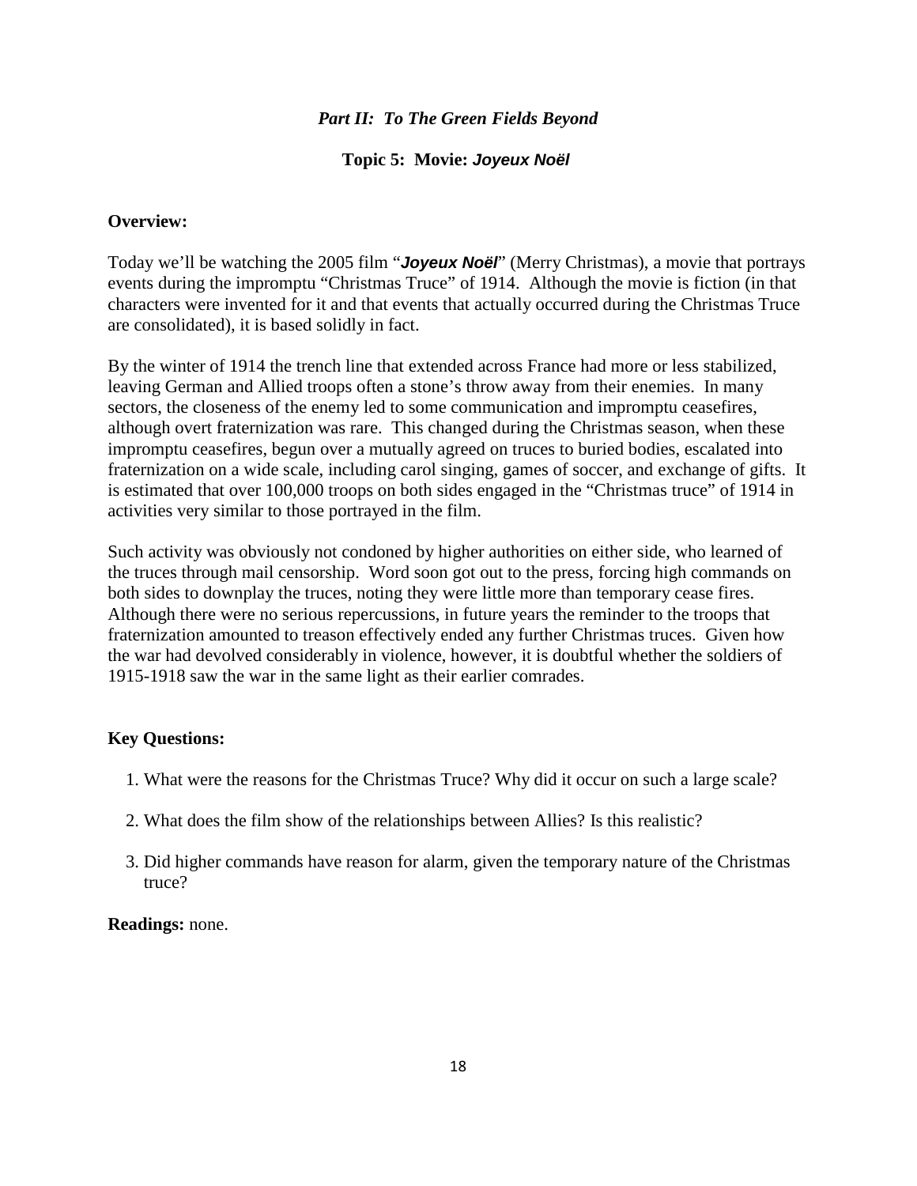### *Part II: To The Green Fields Beyond*

#### Topic 5: Movie: ***Joyeux Noël***

**Overview:**

Today we'll be watching the 2005 film "***Joyeux Noël***" (Merry Christmas), a movie that portrays events during the impromptu "Christmas Truce" of 1914. Although the movie is fiction (in that characters were invented for it and that events that actually occurred during the Christmas Truce are consolidated), it is based solidly in fact.

By the winter of 1914 the trench line that extended across France had more or less stabilized, leaving German and Allied troops often a stone's throw away from their enemies. In many sectors, the closeness of the enemy led to some communication and impromptu ceasefires, although overt fraternization was rare. This changed during the Christmas season, when these impromptu ceasefires, begun over a mutually agreed on truces to buried bodies, escalated into fraternization on a wide scale, including carol singing, games of soccer, and exchange of gifts. It is estimated that over 100,000 troops on both sides engaged in the "Christmas truce" of 1914 in activities very similar to those portrayed in the film.

Such activity was obviously not condoned by higher authorities on either side, who learned of the truces through mail censorship. Word soon got out to the press, forcing high commands on both sides to downplay the truces, noting they were little more than temporary cease fires. Although there were no serious repercussions, in future years the reminder to the troops that fraternization amounted to treason effectively ended any further Christmas truces. Given how the war had devolved considerably in violence, however, it is doubtful whether the soldiers of 1915-1918 saw the war in the same light as their earlier comrades.

**Key Questions:**

1. What were the reasons for the Christmas Truce? Why did it occur on such a large scale?
2. What does the film show of the relationships between Allies? Is this realistic?
3. Did higher commands have reason for alarm, given the temporary nature of the Christmas truce?

**Readings:** none.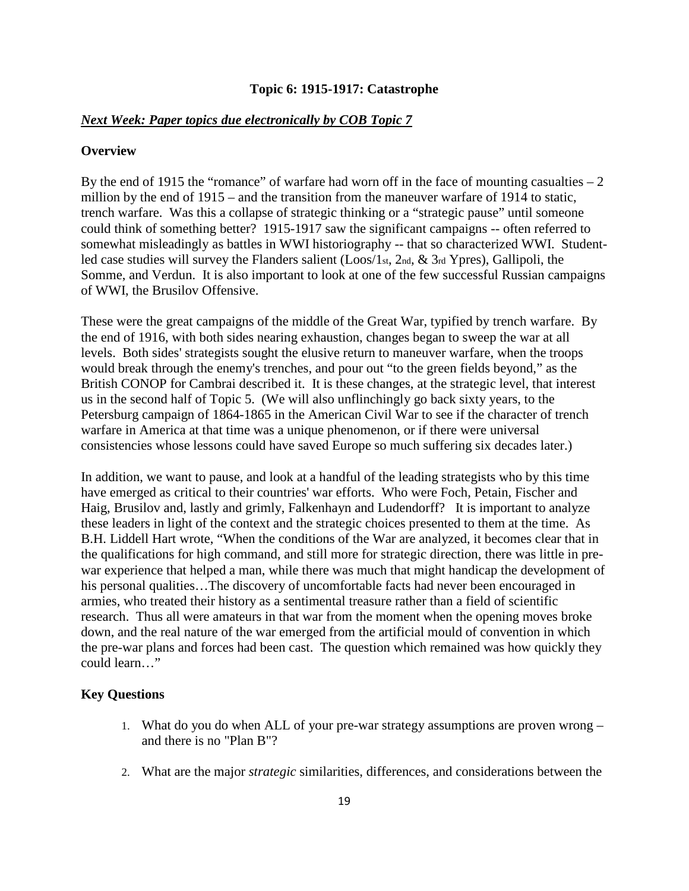**Topic 6: 1915-1917: Catastrophe**

***Next Week: Paper topics due electronically by COB Topic 7***

**Overview**

By the end of 1915 the "romance" of warfare had worn off in the face of mounting casualties – 2 million by the end of 1915 – and the transition from the maneuver warfare of 1914 to static, trench warfare. Was this a collapse of strategic thinking or a "strategic pause" until someone could think of something better? 1915-1917 saw the significant campaigns -- often referred to somewhat misleadingly as battles in WWI historiography -- that so characterized WWI. Student-led case studies will survey the Flanders salient (Loos/1st, 2nd, & 3rd Ypres), Gallipoli, the Somme, and Verdun. It is also important to look at one of the few successful Russian campaigns of WWI, the Brusilov Offensive.

These were the great campaigns of the middle of the Great War, typified by trench warfare. By the end of 1916, with both sides nearing exhaustion, changes began to sweep the war at all levels. Both sides' strategists sought the elusive return to maneuver warfare, when the troops would break through the enemy's trenches, and pour out "to the green fields beyond," as the British CONOP for Cambrai described it. It is these changes, at the strategic level, that interest us in the second half of Topic 5. (We will also unflinchingly go back sixty years, to the Petersburg campaign of 1864-1865 in the American Civil War to see if the character of trench warfare in America at that time was a unique phenomenon, or if there were universal consistencies whose lessons could have saved Europe so much suffering six decades later.)

In addition, we want to pause, and look at a handful of the leading strategists who by this time have emerged as critical to their countries' war efforts. Who were Foch, Petain, Fischer and Haig, Brusilov and, lastly and grimly, Falkenhayn and Ludendorff? It is important to analyze these leaders in light of the context and the strategic choices presented to them at the time. As B.H. Liddell Hart wrote, "When the conditions of the War are analyzed, it becomes clear that in the qualifications for high command, and still more for strategic direction, there was little in pre-war experience that helped a man, while there was much that might handicap the development of his personal qualities…The discovery of uncomfortable facts had never been encouraged in armies, who treated their history as a sentimental treasure rather than a field of scientific research. Thus all were amateurs in that war from the moment when the opening moves broke down, and the real nature of the war emerged from the artificial mould of convention in which the pre-war plans and forces had been cast. The question which remained was how quickly they could learn…"

**Key Questions**

1. What do you do when ALL of your pre-war strategy assumptions are proven wrong – and there is no "Plan B"?

2. What are the major *strategic* similarities, differences, and considerations between the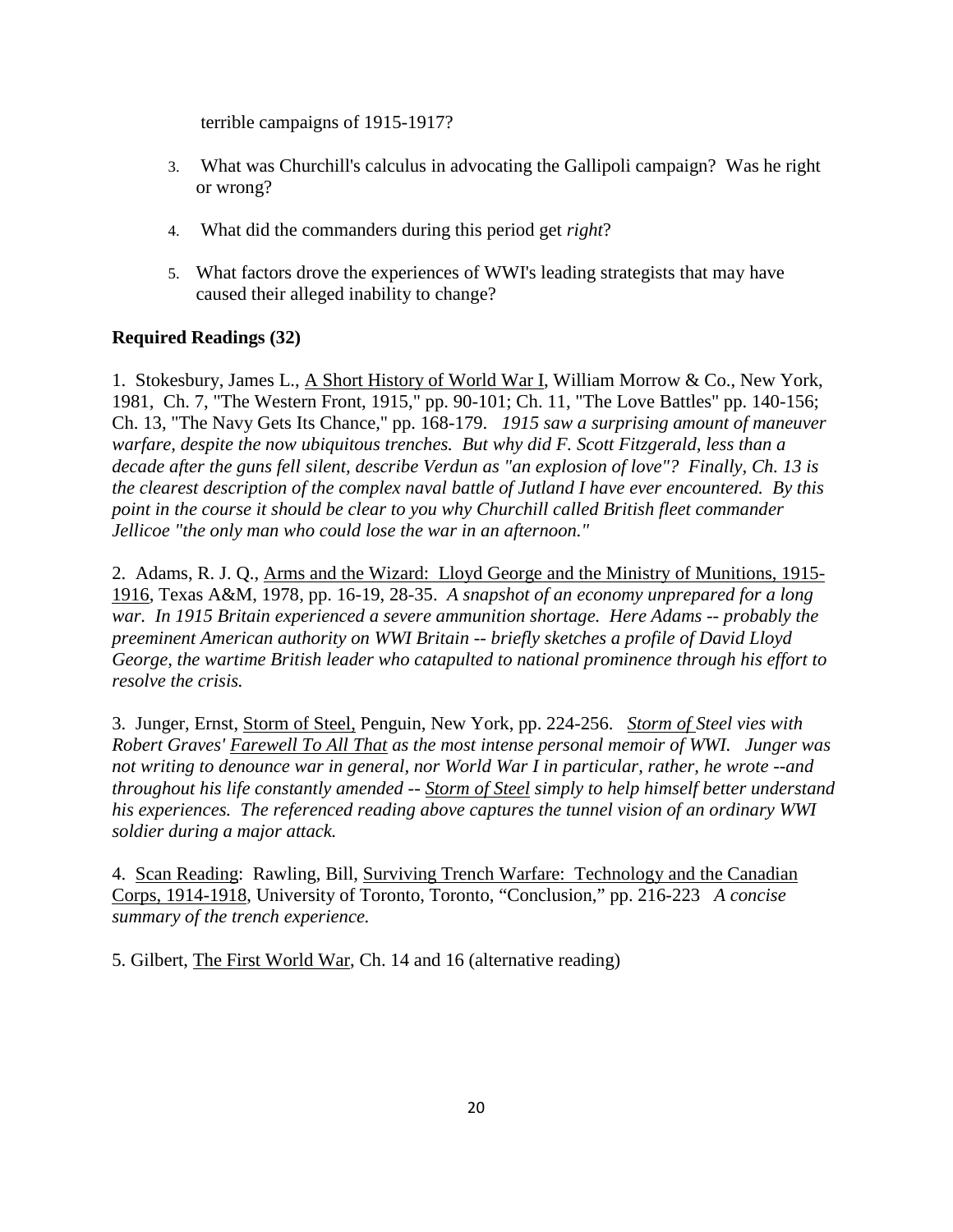terrible campaigns of 1915-1917?

3. What was Churchill's calculus in advocating the Gallipoli campaign? Was he right or wrong?

4. What did the commanders during this period get *right*?

5. What factors drove the experiences of WWI's leading strategists that may have caused their alleged inability to change?

**Required Readings (32)**

1. Stokesbury, James L., A Short History of World War I, William Morrow & Co., New York, 1981, Ch. 7, "The Western Front, 1915," pp. 90-101; Ch. 11, "The Love Battles" pp. 140-156; Ch. 13, "The Navy Gets Its Chance," pp. 168-179. *1915 saw a surprising amount of maneuver warfare, despite the now ubiquitous trenches. But why did F. Scott Fitzgerald, less than a decade after the guns fell silent, describe Verdun as "an explosion of love"? Finally, Ch. 13 is the clearest description of the complex naval battle of Jutland I have ever encountered. By this point in the course it should be clear to you why Churchill called British fleet commander Jellicoe "the only man who could lose the war in an afternoon."*

2. Adams, R. J. Q., Arms and the Wizard: Lloyd George and the Ministry of Munitions, 1915-1916, Texas A&M, 1978, pp. 16-19, 28-35. *A snapshot of an economy unprepared for a long war. In 1915 Britain experienced a severe ammunition shortage. Here Adams -- probably the preeminent American authority on WWI Britain -- briefly sketches a profile of David Lloyd George, the wartime British leader who catapulted to national prominence through his effort to resolve the crisis.*

3. Junger, Ernst, Storm of Steel, Penguin, New York, pp. 224-256. *Storm of Steel vies with Robert Graves' Farewell To All That as the most intense personal memoir of WWI. Junger was not writing to denounce war in general, nor World War I in particular, rather, he wrote --and throughout his life constantly amended -- Storm of Steel simply to help himself better understand his experiences. The referenced reading above captures the tunnel vision of an ordinary WWI soldier during a major attack.*

4. Scan Reading: Rawling, Bill, Surviving Trench Warfare: Technology and the Canadian Corps, 1914-1918, University of Toronto, Toronto, "Conclusion," pp. 216-223 *A concise summary of the trench experience.*

5. Gilbert, The First World War, Ch. 14 and 16 (alternative reading)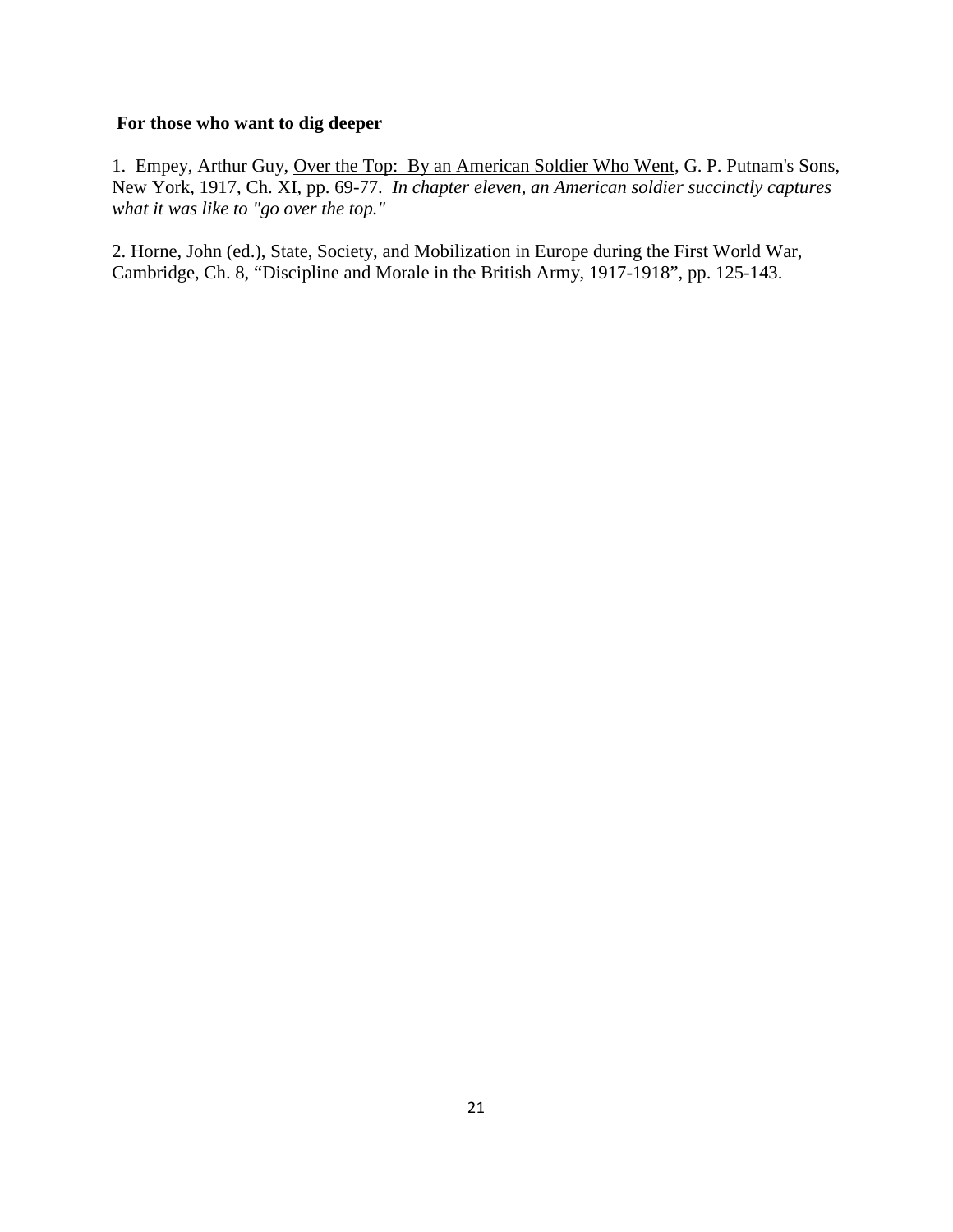**For those who want to dig deeper**

1. Empey, Arthur Guy, Over the Top: By an American Soldier Who Went, G. P. Putnam's Sons, New York, 1917, Ch. XI, pp. 69-77. *In chapter eleven, an American soldier succinctly captures what it was like to "go over the top."*

2. Horne, John (ed.), State, Society, and Mobilization in Europe during the First World War, Cambridge, Ch. 8, "Discipline and Morale in the British Army, 1917-1918", pp. 125-143.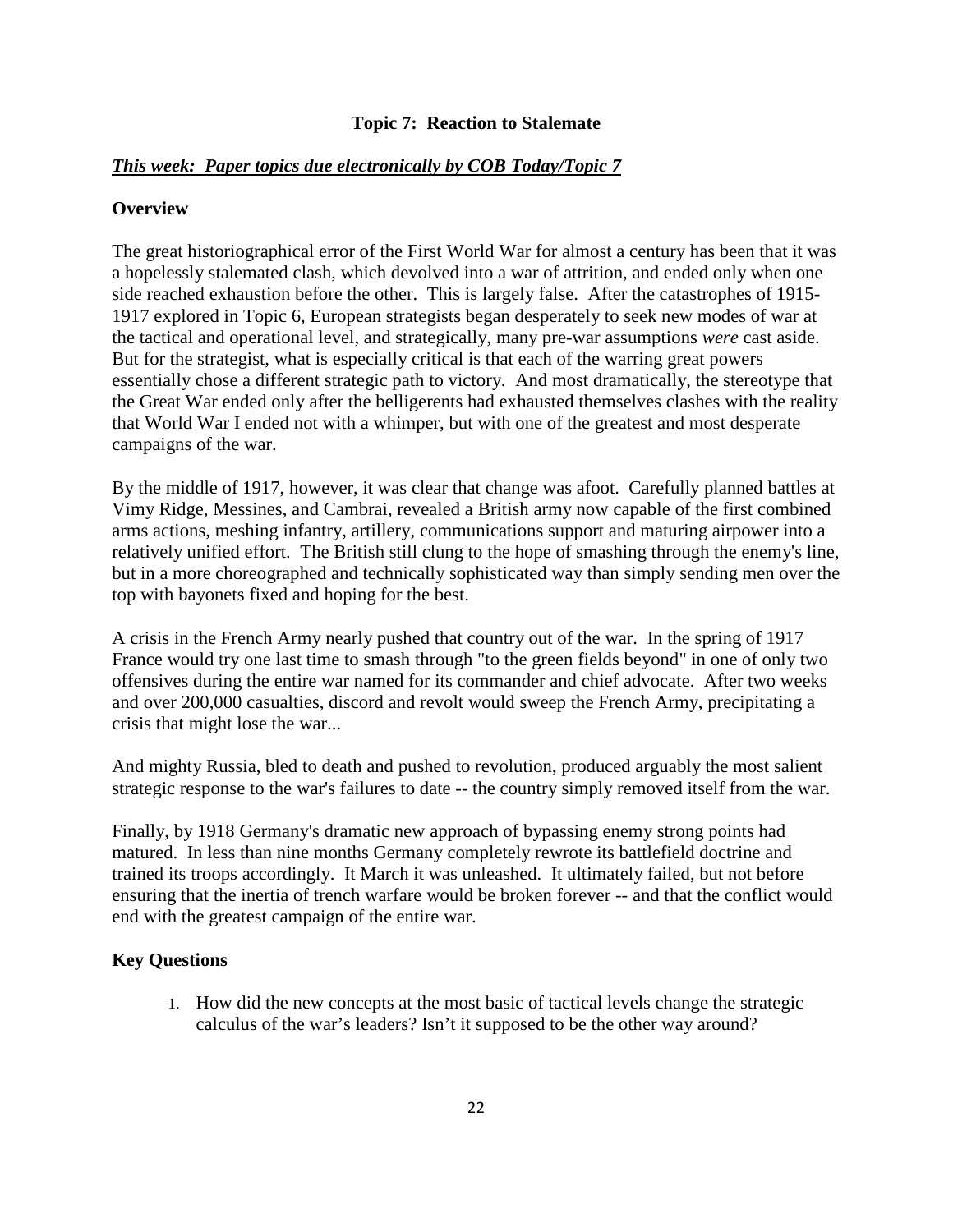## Topic 7: Reaction to Stalemate

***This week: Paper topics due electronically by COB Today/Topic 7***

### Overview

The great historiographical error of the First World War for almost a century has been that it was a hopelessly stalemated clash, which devolved into a war of attrition, and ended only when one side reached exhaustion before the other. This is largely false. After the catastrophes of 1915-1917 explored in Topic 6, European strategists began desperately to seek new modes of war at the tactical and operational level, and strategically, many pre-war assumptions *were* cast aside. But for the strategist, what is especially critical is that each of the warring great powers essentially chose a different strategic path to victory. And most dramatically, the stereotype that the Great War ended only after the belligerents had exhausted themselves clashes with the reality that World War I ended not with a whimper, but with one of the greatest and most desperate campaigns of the war.

By the middle of 1917, however, it was clear that change was afoot. Carefully planned battles at Vimy Ridge, Messines, and Cambrai, revealed a British army now capable of the first combined arms actions, meshing infantry, artillery, communications support and maturing airpower into a relatively unified effort. The British still clung to the hope of smashing through the enemy's line, but in a more choreographed and technically sophisticated way than simply sending men over the top with bayonets fixed and hoping for the best.

A crisis in the French Army nearly pushed that country out of the war. In the spring of 1917 France would try one last time to smash through "to the green fields beyond" in one of only two offensives during the entire war named for its commander and chief advocate. After two weeks and over 200,000 casualties, discord and revolt would sweep the French Army, precipitating a crisis that might lose the war...

And mighty Russia, bled to death and pushed to revolution, produced arguably the most salient strategic response to the war's failures to date -- the country simply removed itself from the war.

Finally, by 1918 Germany's dramatic new approach of bypassing enemy strong points had matured. In less than nine months Germany completely rewrote its battlefield doctrine and trained its troops accordingly. It March it was unleashed. It ultimately failed, but not before ensuring that the inertia of trench warfare would be broken forever -- and that the conflict would end with the greatest campaign of the entire war.

### Key Questions

1. How did the new concepts at the most basic of tactical levels change the strategic calculus of the war's leaders? Isn't it supposed to be the other way around?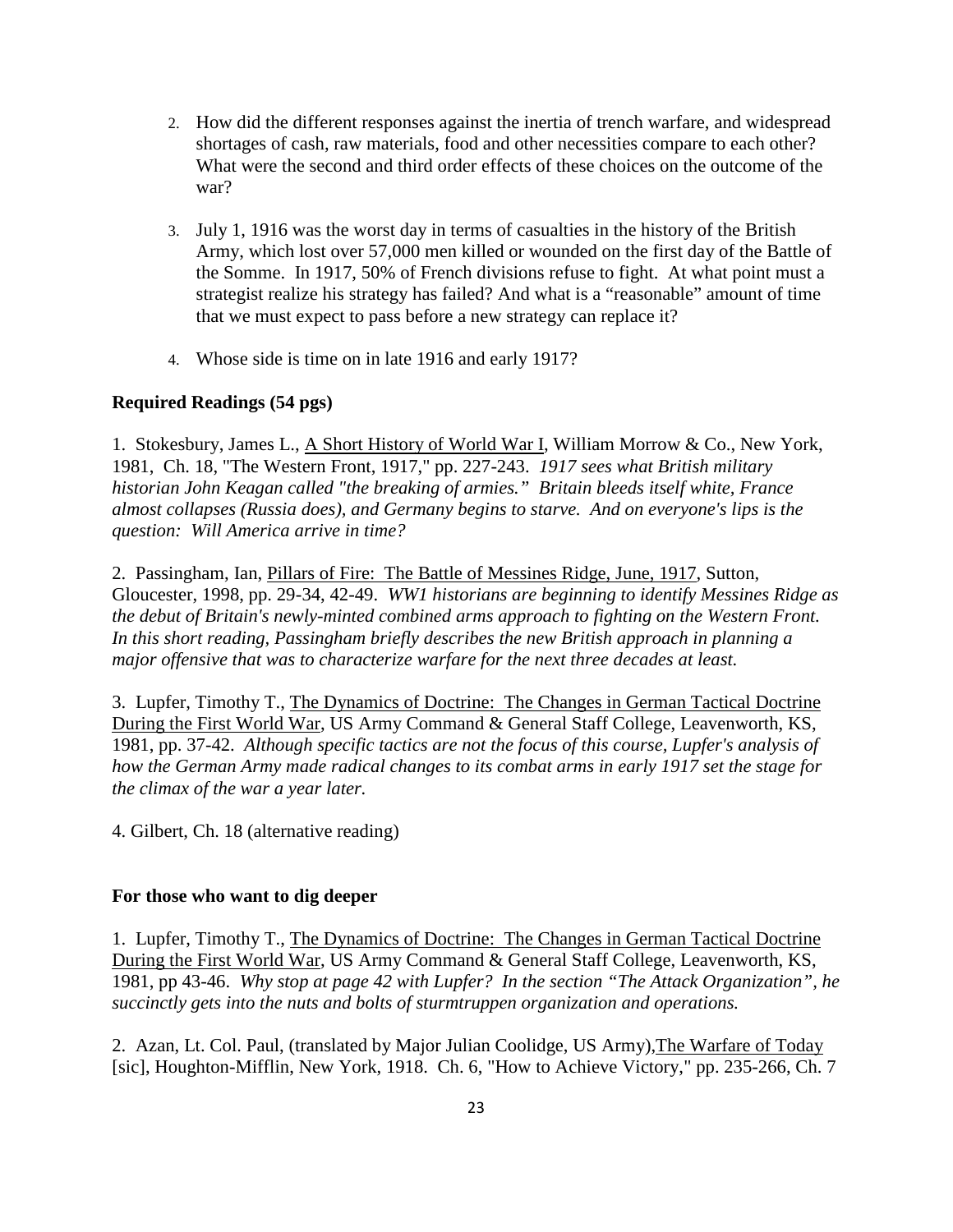2. How did the different responses against the inertia of trench warfare, and widespread shortages of cash, raw materials, food and other necessities compare to each other? What were the second and third order effects of these choices on the outcome of the war?

3. July 1, 1916 was the worst day in terms of casualties in the history of the British Army, which lost over 57,000 men killed or wounded on the first day of the Battle of the Somme. In 1917, 50% of French divisions refuse to fight. At what point must a strategist realize his strategy has failed? And what is a "reasonable" amount of time that we must expect to pass before a new strategy can replace it?

4. Whose side is time on in late 1916 and early 1917?

**Required Readings (54 pgs)**

1. Stokesbury, James L., A Short History of World War I, William Morrow & Co., New York, 1981, Ch. 18, "The Western Front, 1917," pp. 227-243. *1917 sees what British military historian John Keagan called "the breaking of armies." Britain bleeds itself white, France almost collapses (Russia does), and Germany begins to starve. And on everyone's lips is the question: Will America arrive in time?*

2. Passingham, Ian, Pillars of Fire: The Battle of Messines Ridge, June, 1917, Sutton, Gloucester, 1998, pp. 29-34, 42-49. *WW1 historians are beginning to identify Messines Ridge as the debut of Britain's newly-minted combined arms approach to fighting on the Western Front. In this short reading, Passingham briefly describes the new British approach in planning a major offensive that was to characterize warfare for the next three decades at least.*

3. Lupfer, Timothy T., The Dynamics of Doctrine: The Changes in German Tactical Doctrine During the First World War, US Army Command & General Staff College, Leavenworth, KS, 1981, pp. 37-42. *Although specific tactics are not the focus of this course, Lupfer's analysis of how the German Army made radical changes to its combat arms in early 1917 set the stage for the climax of the war a year later.*

4. Gilbert, Ch. 18 (alternative reading)

**For those who want to dig deeper**

1. Lupfer, Timothy T., The Dynamics of Doctrine: The Changes in German Tactical Doctrine During the First World War, US Army Command & General Staff College, Leavenworth, KS, 1981, pp 43-46. *Why stop at page 42 with Lupfer? In the section "The Attack Organization", he succinctly gets into the nuts and bolts of sturmtruppen organization and operations.*

2. Azan, Lt. Col. Paul, (translated by Major Julian Coolidge, US Army), The Warfare of Today [sic], Houghton-Mifflin, New York, 1918. Ch. 6, "How to Achieve Victory," pp. 235-266, Ch. 7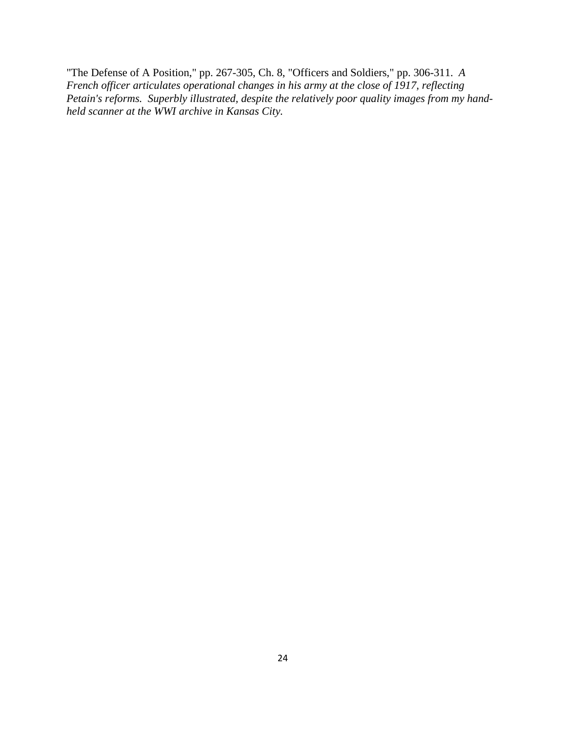"The Defense of A Position," pp. 267-305, Ch. 8, "Officers and Soldiers," pp. 306-311. *A French officer articulates operational changes in his army at the close of 1917, reflecting Petain's reforms. Superbly illustrated, despite the relatively poor quality images from my hand-held scanner at the WWI archive in Kansas City.*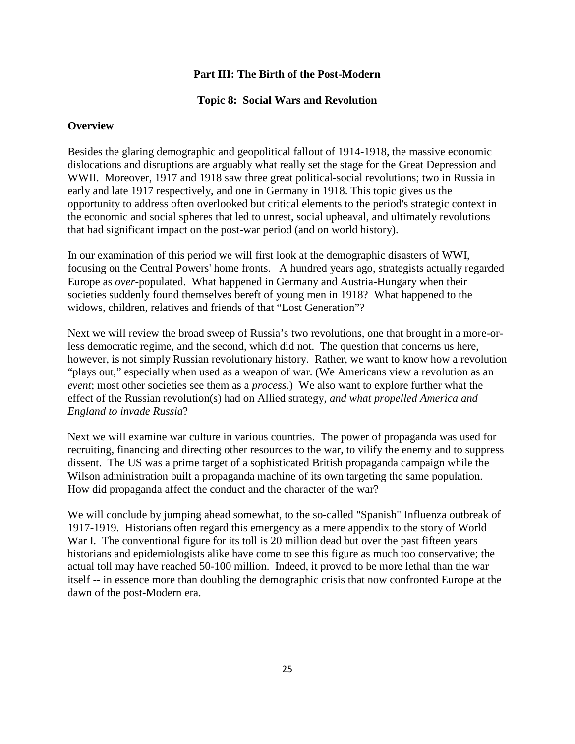## Part III: The Birth of the Post-Modern

### Topic 8: Social Wars and Revolution

**Overview**

Besides the glaring demographic and geopolitical fallout of 1914-1918, the massive economic dislocations and disruptions are arguably what really set the stage for the Great Depression and WWII. Moreover, 1917 and 1918 saw three great political-social revolutions; two in Russia in early and late 1917 respectively, and one in Germany in 1918. This topic gives us the opportunity to address often overlooked but critical elements to the period's strategic context in the economic and social spheres that led to unrest, social upheaval, and ultimately revolutions that had significant impact on the post-war period (and on world history).

In our examination of this period we will first look at the demographic disasters of WWI, focusing on the Central Powers' home fronts. A hundred years ago, strategists actually regarded Europe as *over*-populated. What happened in Germany and Austria-Hungary when their societies suddenly found themselves bereft of young men in 1918? What happened to the widows, children, relatives and friends of that "Lost Generation"?

Next we will review the broad sweep of Russia's two revolutions, one that brought in a more-or-less democratic regime, and the second, which did not. The question that concerns us here, however, is not simply Russian revolutionary history. Rather, we want to know how a revolution "plays out," especially when used as a weapon of war. (We Americans view a revolution as an *event*; most other societies see them as a *process*.) We also want to explore further what the effect of the Russian revolution(s) had on Allied strategy, *and what propelled America and England to invade Russia*?

Next we will examine war culture in various countries. The power of propaganda was used for recruiting, financing and directing other resources to the war, to vilify the enemy and to suppress dissent. The US was a prime target of a sophisticated British propaganda campaign while the Wilson administration built a propaganda machine of its own targeting the same population. How did propaganda affect the conduct and the character of the war?

We will conclude by jumping ahead somewhat, to the so-called "Spanish" Influenza outbreak of 1917-1919. Historians often regard this emergency as a mere appendix to the story of World War I. The conventional figure for its toll is 20 million dead but over the past fifteen years historians and epidemiologists alike have come to see this figure as much too conservative; the actual toll may have reached 50-100 million. Indeed, it proved to be more lethal than the war itself -- in essence more than doubling the demographic crisis that now confronted Europe at the dawn of the post-Modern era.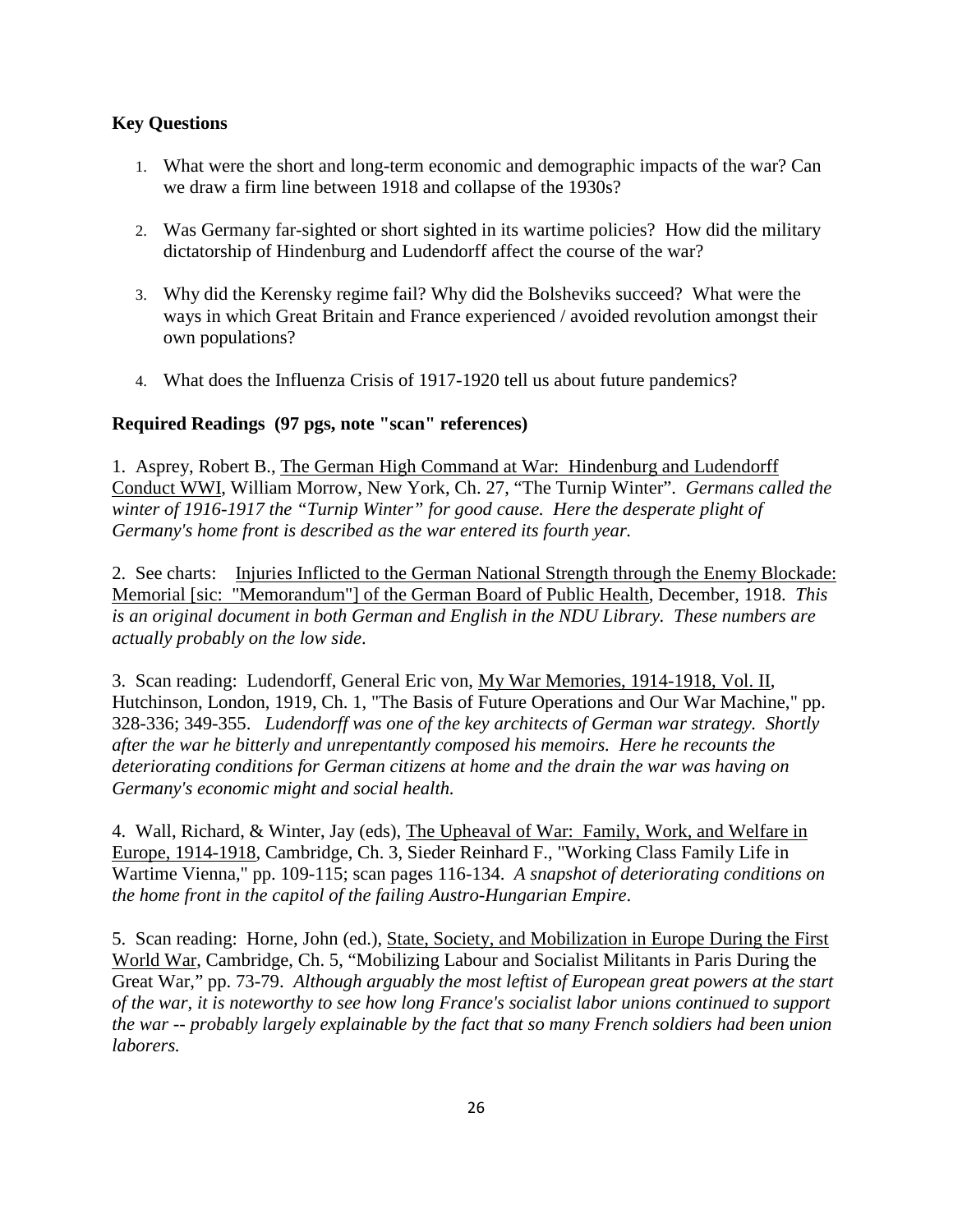**Key Questions**

1. What were the short and long-term economic and demographic impacts of the war? Can we draw a firm line between 1918 and collapse of the 1930s?

2. Was Germany far-sighted or short sighted in its wartime policies? How did the military dictatorship of Hindenburg and Ludendorff affect the course of the war?

3. Why did the Kerensky regime fail? Why did the Bolsheviks succeed? What were the ways in which Great Britain and France experienced / avoided revolution amongst their own populations?

4. What does the Influenza Crisis of 1917-1920 tell us about future pandemics?

**Required Readings (97 pgs, note "scan" references)**

1. Asprey, Robert B., The German High Command at War: Hindenburg and Ludendorff Conduct WWI, William Morrow, New York, Ch. 27, "The Turnip Winter". *Germans called the winter of 1916-1917 the "Turnip Winter" for good cause. Here the desperate plight of Germany's home front is described as the war entered its fourth year.*

2. See charts: Injuries Inflicted to the German National Strength through the Enemy Blockade: Memorial [sic: "Memorandum"] of the German Board of Public Health, December, 1918. *This is an original document in both German and English in the NDU Library. These numbers are actually probably on the low side.*

3. Scan reading: Ludendorff, General Eric von, My War Memories, 1914-1918, Vol. II, Hutchinson, London, 1919, Ch. 1, "The Basis of Future Operations and Our War Machine," pp. 328-336; 349-355. *Ludendorff was one of the key architects of German war strategy. Shortly after the war he bitterly and unrepentantly composed his memoirs. Here he recounts the deteriorating conditions for German citizens at home and the drain the war was having on Germany's economic might and social health.*

4. Wall, Richard, & Winter, Jay (eds), The Upheaval of War: Family, Work, and Welfare in Europe, 1914-1918, Cambridge, Ch. 3, Sieder Reinhard F., "Working Class Family Life in Wartime Vienna," pp. 109-115; scan pages 116-134. *A snapshot of deteriorating conditions on the home front in the capitol of the failing Austro-Hungarian Empire.*

5. Scan reading: Horne, John (ed.), State, Society, and Mobilization in Europe During the First World War, Cambridge, Ch. 5, "Mobilizing Labour and Socialist Militants in Paris During the Great War," pp. 73-79. *Although arguably the most leftist of European great powers at the start of the war, it is noteworthy to see how long France's socialist labor unions continued to support the war -- probably largely explainable by the fact that so many French soldiers had been union laborers.*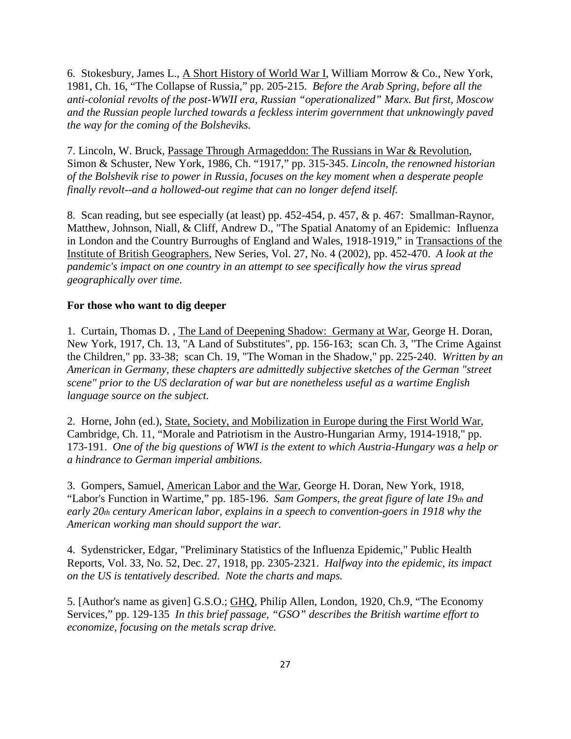6. Stokesbury, James L., A Short History of World War I, William Morrow & Co., New York, 1981, Ch. 16, "The Collapse of Russia," pp. 205-215. *Before the Arab Spring, before all the anti-colonial revolts of the post-WWII era, Russian "operationalized" Marx. But first, Moscow and the Russian people lurched towards a feckless interim government that unknowingly paved the way for the coming of the Bolsheviks.*

7. Lincoln, W. Bruck, Passage Through Armageddon: The Russians in War & Revolution, Simon & Schuster, New York, 1986, Ch. "1917," pp. 315-345. *Lincoln, the renowned historian of the Bolshevik rise to power in Russia, focuses on the key moment when a desperate people finally revolt--and a hollowed-out regime that can no longer defend itself.*

8. Scan reading, but see especially (at least) pp. 452-454, p. 457, & p. 467: Smallman-Raynor, Matthew, Johnson, Niall, & Cliff, Andrew D., "The Spatial Anatomy of an Epidemic: Influenza in London and the Country Burroughs of England and Wales, 1918-1919," in Transactions of the Institute of British Geographers, New Series, Vol. 27, No. 4 (2002), pp. 452-470. *A look at the pandemic's impact on one country in an attempt to see specifically how the virus spread geographically over time.*

**For those who want to dig deeper**

1. Curtain, Thomas D. , The Land of Deepening Shadow: Germany at War, George H. Doran, New York, 1917, Ch. 13, "A Land of Substitutes", pp. 156-163; scan Ch. 3, "The Crime Against the Children," pp. 33-38; scan Ch. 19, "The Woman in the Shadow," pp. 225-240. *Written by an American in Germany, these chapters are admittedly subjective sketches of the German "street scene" prior to the US declaration of war but are nonetheless useful as a wartime English language source on the subject.*

2. Horne, John (ed.), State, Society, and Mobilization in Europe during the First World War, Cambridge, Ch. 11, "Morale and Patriotism in the Austro-Hungarian Army, 1914-1918," pp. 173-191. *One of the big questions of WWI is the extent to which Austria-Hungary was a help or a hindrance to German imperial ambitions.*

3. Gompers, Samuel, American Labor and the War, George H. Doran, New York, 1918, "Labor's Function in Wartime," pp. 185-196. *Sam Gompers, the great figure of late 19th and early 20th century American labor, explains in a speech to convention-goers in 1918 why the American working man should support the war.*

4. Sydenstricker, Edgar, "Preliminary Statistics of the Influenza Epidemic," Public Health Reports, Vol. 33, No. 52, Dec. 27, 1918, pp. 2305-2321. *Halfway into the epidemic, its impact on the US is tentatively described. Note the charts and maps.*

5. [Author's name as given] G.S.O.; GHQ, Philip Allen, London, 1920, Ch.9, "The Economy Services," pp. 129-135 *In this brief passage, "GSO" describes the British wartime effort to economize, focusing on the metals scrap drive.*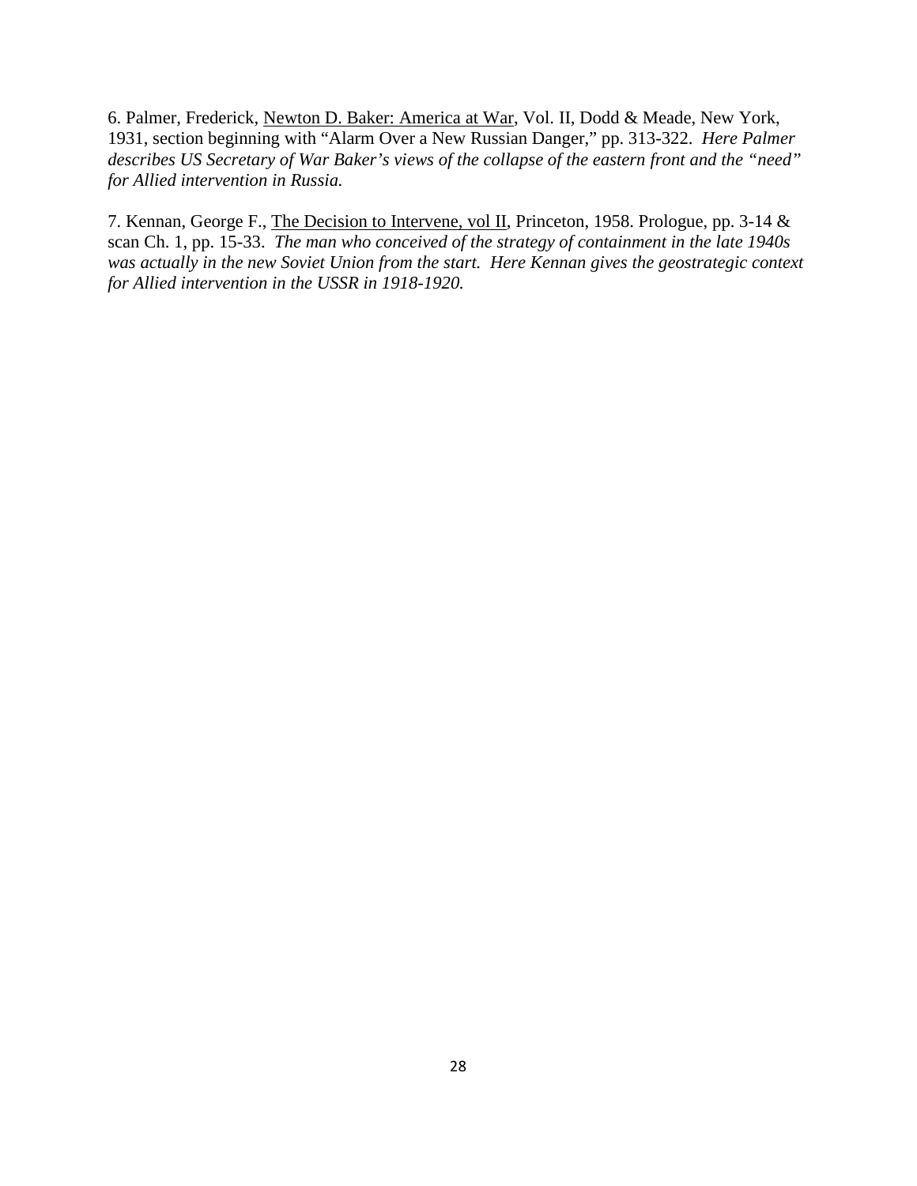6. Palmer, Frederick, Newton D. Baker: America at War, Vol. II, Dodd & Meade, New York, 1931, section beginning with "Alarm Over a New Russian Danger," pp. 313-322. *Here Palmer describes US Secretary of War Baker's views of the collapse of the eastern front and the "need" for Allied intervention in Russia.*

7. Kennan, George F., The Decision to Intervene, vol II, Princeton, 1958. Prologue, pp. 3-14 & scan Ch. 1, pp. 15-33. *The man who conceived of the strategy of containment in the late 1940s was actually in the new Soviet Union from the start. Here Kennan gives the geostrategic context for Allied intervention in the USSR in 1918-1920.*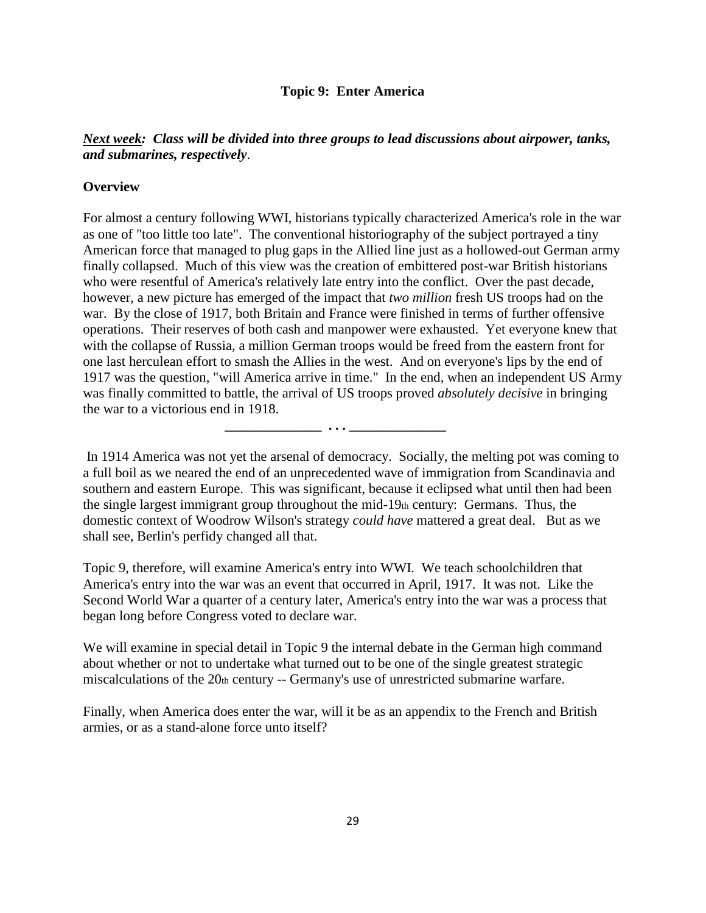**Topic 9: Enter America**

***Next week:* Class will be divided into three groups to lead discussions about airpower, tanks, and submarines, respectively.**

**Overview**

For almost a century following WWI, historians typically characterized America's role in the war as one of "too little too late". The conventional historiography of the subject portrayed a tiny American force that managed to plug gaps in the Allied line just as a hollowed-out German army finally collapsed. Much of this view was the creation of embittered post-war British historians who were resentful of America's relatively late entry into the conflict. Over the past decade, however, a new picture has emerged of the impact that *two million* fresh US troops had on the war. By the close of 1917, both Britain and France were finished in terms of further offensive operations. Their reserves of both cash and manpower were exhausted. Yet everyone knew that with the collapse of Russia, a million German troops would be freed from the eastern front for one last herculean effort to smash the Allies in the west. And on everyone's lips by the end of 1917 was the question, "will America arrive in time." In the end, when an independent US Army was finally committed to battle, the arrival of US troops proved *absolutely decisive* in bringing the war to a victorious end in 1918.

______________ . . . ______________

In 1914 America was not yet the arsenal of democracy. Socially, the melting pot was coming to a full boil as we neared the end of an unprecedented wave of immigration from Scandinavia and southern and eastern Europe. This was significant, because it eclipsed what until then had been the single largest immigrant group throughout the mid-19th century: Germans. Thus, the domestic context of Woodrow Wilson's strategy *could have* mattered a great deal. But as we shall see, Berlin's perfidy changed all that.

Topic 9, therefore, will examine America's entry into WWI. We teach schoolchildren that America's entry into the war was an event that occurred in April, 1917. It was not. Like the Second World War a quarter of a century later, America's entry into the war was a process that began long before Congress voted to declare war.

We will examine in special detail in Topic 9 the internal debate in the German high command about whether or not to undertake what turned out to be one of the single greatest strategic miscalculations of the 20th century -- Germany's use of unrestricted submarine warfare.

Finally, when America does enter the war, will it be as an appendix to the French and British armies, or as a stand-alone force unto itself?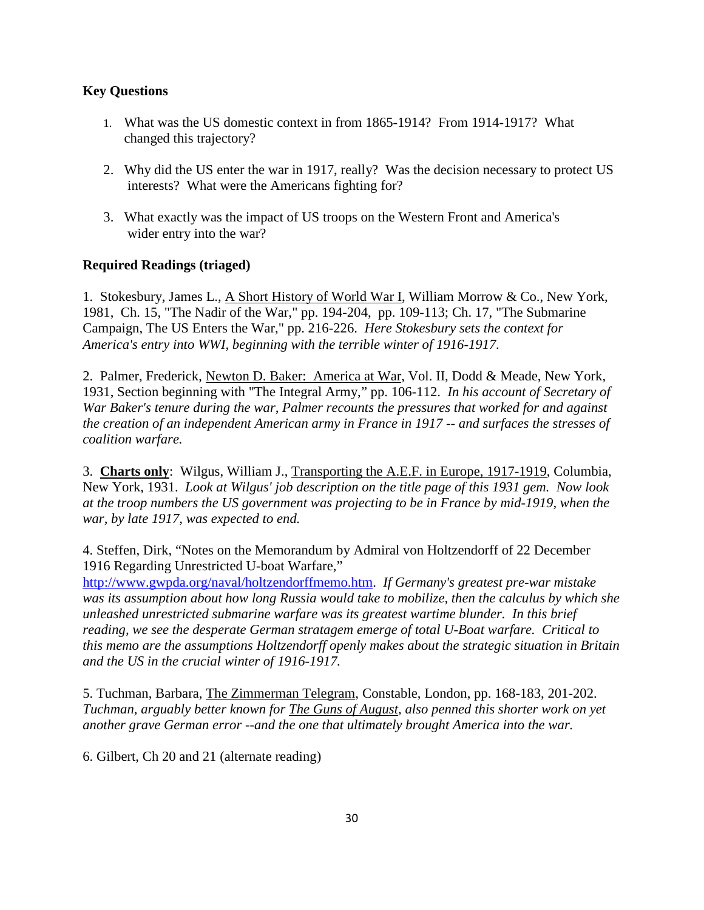**Key Questions**

1. What was the US domestic context in from 1865-1914? From 1914-1917? What changed this trajectory?

2. Why did the US enter the war in 1917, really? Was the decision necessary to protect US interests? What were the Americans fighting for?

3. What exactly was the impact of US troops on the Western Front and America's wider entry into the war?

**Required Readings (triaged)**

1. Stokesbury, James L., A Short History of World War I, William Morrow & Co., New York, 1981, Ch. 15, "The Nadir of the War," pp. 194-204, pp. 109-113; Ch. 17, "The Submarine Campaign, The US Enters the War," pp. 216-226. *Here Stokesbury sets the context for America's entry into WWI, beginning with the terrible winter of 1916-1917.*

2. Palmer, Frederick, Newton D. Baker: America at War, Vol. II, Dodd & Meade, New York, 1931, Section beginning with "The Integral Army," pp. 106-112. *In his account of Secretary of War Baker's tenure during the war, Palmer recounts the pressures that worked for and against the creation of an independent American army in France in 1917 -- and surfaces the stresses of coalition warfare.*

3. **Charts only**: Wilgus, William J., Transporting the A.E.F. in Europe, 1917-1919, Columbia, New York, 1931. *Look at Wilgus' job description on the title page of this 1931 gem. Now look at the troop numbers the US government was projecting to be in France by mid-1919, when the war, by late 1917, was expected to end.*

4. Steffen, Dirk, "Notes on the Memorandum by Admiral von Holtzendorff of 22 December 1916 Regarding Unrestricted U-boat Warfare," http://www.gwpda.org/naval/holtzendorffmemo.htm. *If Germany's greatest pre-war mistake was its assumption about how long Russia would take to mobilize, then the calculus by which she unleashed unrestricted submarine warfare was its greatest wartime blunder. In this brief reading, we see the desperate German stratagem emerge of total U-Boat warfare. Critical to this memo are the assumptions Holtzendorff openly makes about the strategic situation in Britain and the US in the crucial winter of 1916-1917.*

5. Tuchman, Barbara, The Zimmerman Telegram, Constable, London, pp. 168-183, 201-202. *Tuchman, arguably better known for The Guns of August, also penned this shorter work on yet another grave German error --and the one that ultimately brought America into the war.*

6. Gilbert, Ch 20 and 21 (alternate reading)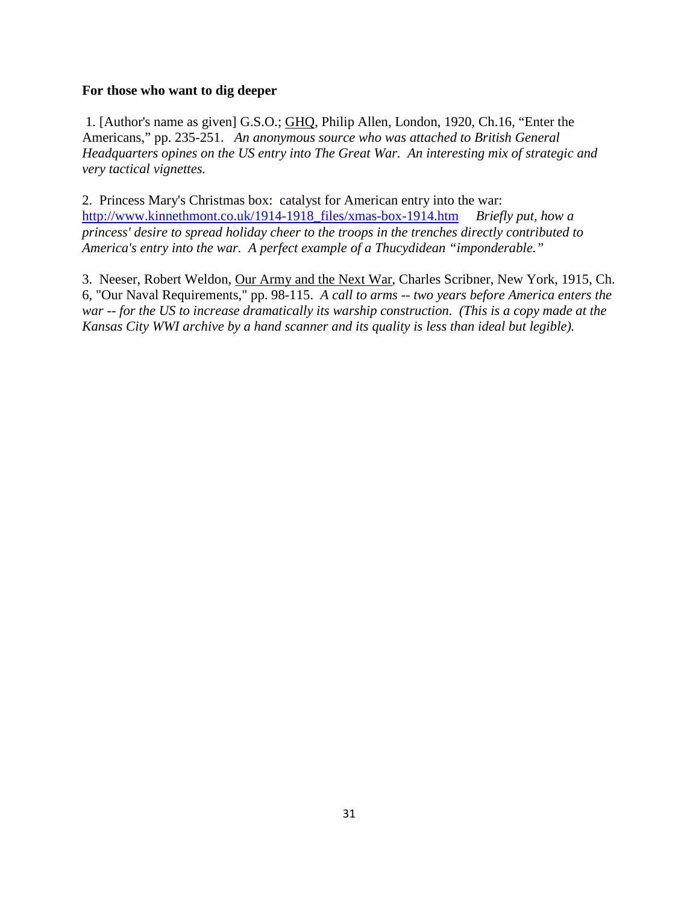**For those who want to dig deeper**

1. [Author's name as given] G.S.O.; <u>GHQ</u>, Philip Allen, London, 1920, Ch.16, "Enter the Americans," pp. 235-251. *An anonymous source who was attached to British General Headquarters opines on the US entry into The Great War. An interesting mix of strategic and very tactical vignettes.*

2. Princess Mary's Christmas box: catalyst for American entry into the war: [http://www.kinnethmont.co.uk/1914-1918_files/xmas-box-1914.htm](http://www.kinnethmont.co.uk/1914-1918_files/xmas-box-1914.htm) *Briefly put, how a princess' desire to spread holiday cheer to the troops in the trenches directly contributed to America's entry into the war. A perfect example of a Thucydidean "imponderable."*

3. Neeser, Robert Weldon, <u>Our Army and the Next War</u>, Charles Scribner, New York, 1915, Ch. 6, "Our Naval Requirements," pp. 98-115. *A call to arms -- two years before America enters the war -- for the US to increase dramatically its warship construction. (This is a copy made at the Kansas City WWI archive by a hand scanner and its quality is less than ideal but legible).*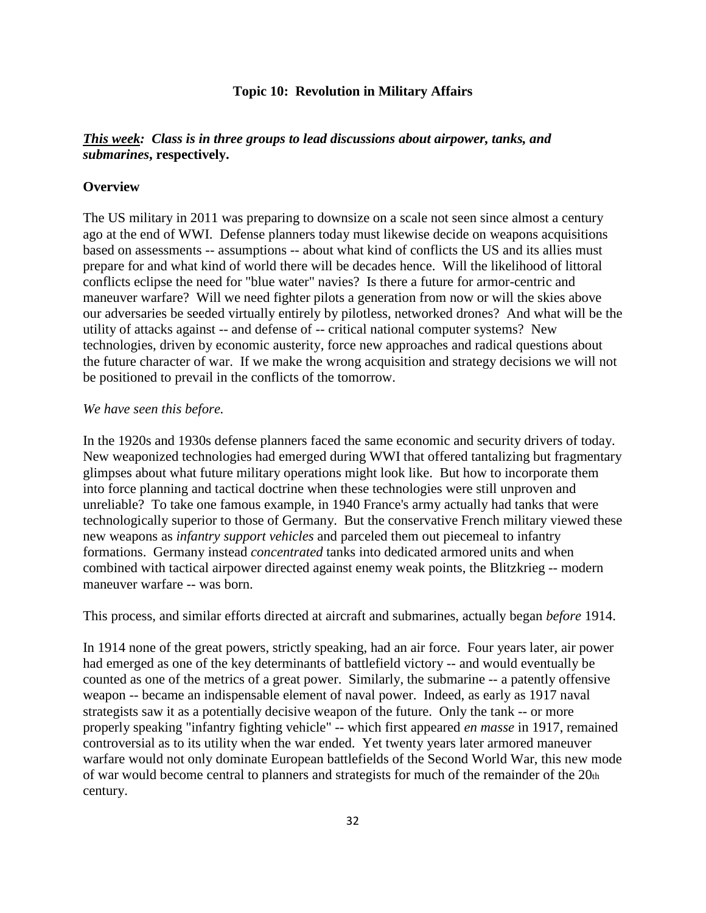### Topic 10: Revolution in Military Affairs

***This week*: Class is in three groups to lead discussions about airpower, tanks, and submarines, respectively.**

**Overview**

The US military in 2011 was preparing to downsize on a scale not seen since almost a century ago at the end of WWI. Defense planners today must likewise decide on weapons acquisitions based on assessments -- assumptions -- about what kind of conflicts the US and its allies must prepare for and what kind of world there will be decades hence. Will the likelihood of littoral conflicts eclipse the need for "blue water" navies? Is there a future for armor-centric and maneuver warfare? Will we need fighter pilots a generation from now or will the skies above our adversaries be seeded virtually entirely by pilotless, networked drones? And what will be the utility of attacks against -- and defense of -- critical national computer systems? New technologies, driven by economic austerity, force new approaches and radical questions about the future character of war. If we make the wrong acquisition and strategy decisions we will not be positioned to prevail in the conflicts of the tomorrow.

*We have seen this before.*

In the 1920s and 1930s defense planners faced the same economic and security drivers of today. New weaponized technologies had emerged during WWI that offered tantalizing but fragmentary glimpses about what future military operations might look like. But how to incorporate them into force planning and tactical doctrine when these technologies were still unproven and unreliable? To take one famous example, in 1940 France's army actually had tanks that were technologically superior to those of Germany. But the conservative French military viewed these new weapons as *infantry support vehicles* and parceled them out piecemeal to infantry formations. Germany instead *concentrated* tanks into dedicated armored units and when combined with tactical airpower directed against enemy weak points, the Blitzkrieg -- modern maneuver warfare -- was born.

This process, and similar efforts directed at aircraft and submarines, actually began *before* 1914.

In 1914 none of the great powers, strictly speaking, had an air force. Four years later, air power had emerged as one of the key determinants of battlefield victory -- and would eventually be counted as one of the metrics of a great power. Similarly, the submarine -- a patently offensive weapon -- became an indispensable element of naval power. Indeed, as early as 1917 naval strategists saw it as a potentially decisive weapon of the future. Only the tank -- or more properly speaking "infantry fighting vehicle" -- which first appeared *en masse* in 1917, remained controversial as to its utility when the war ended. Yet twenty years later armored maneuver warfare would not only dominate European battlefields of the Second World War, this new mode of war would become central to planners and strategists for much of the remainder of the 20th century.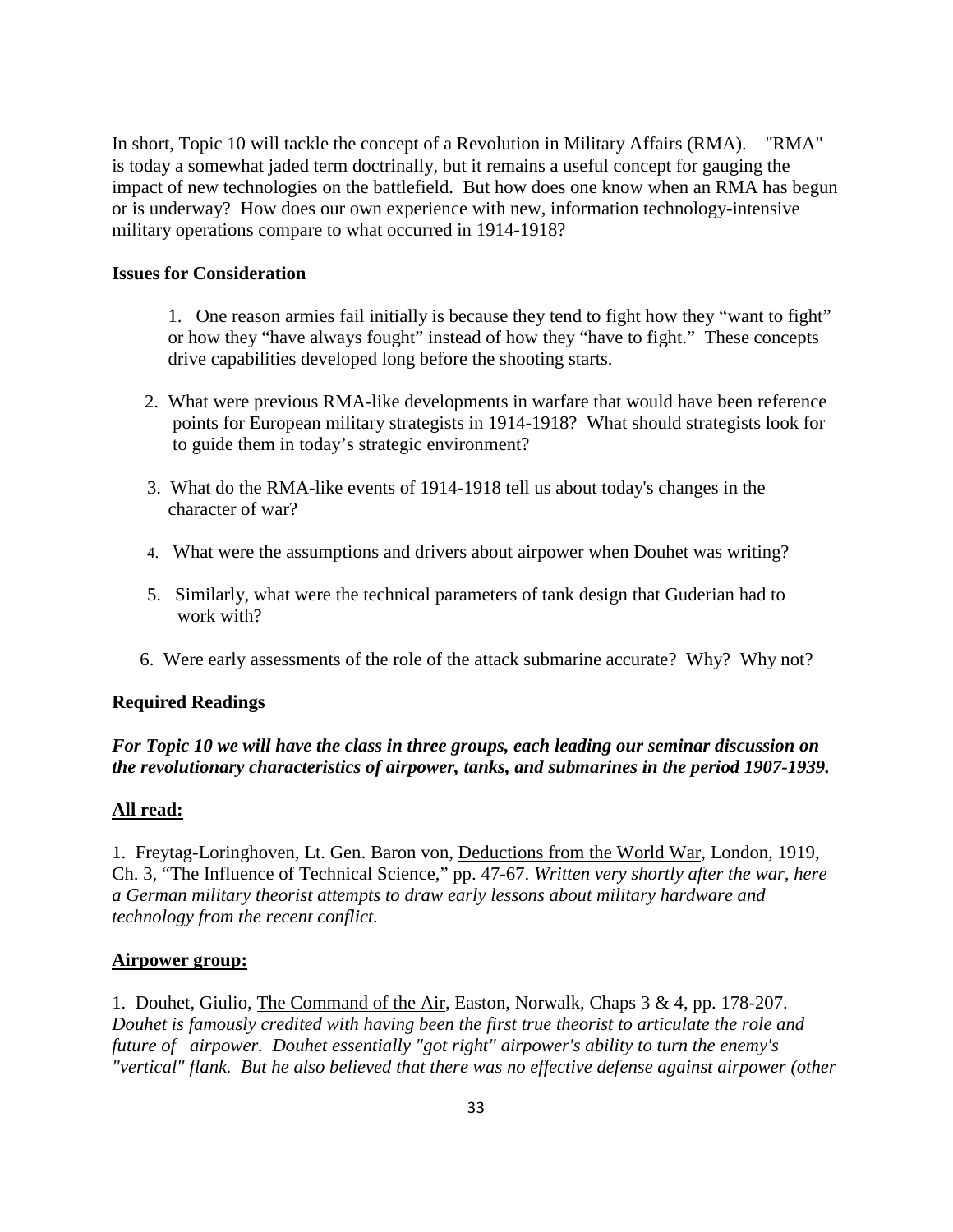In short, Topic 10 will tackle the concept of a Revolution in Military Affairs (RMA). "RMA" is today a somewhat jaded term doctrinally, but it remains a useful concept for gauging the impact of new technologies on the battlefield. But how does one know when an RMA has begun or is underway? How does our own experience with new, information technology-intensive military operations compare to what occurred in 1914-1918?

**Issues for Consideration**

1. One reason armies fail initially is because they tend to fight how they "want to fight" or how they "have always fought" instead of how they "have to fight." These concepts drive capabilities developed long before the shooting starts.

2. What were previous RMA-like developments in warfare that would have been reference points for European military strategists in 1914-1918? What should strategists look for to guide them in today's strategic environment?

3. What do the RMA-like events of 1914-1918 tell us about today's changes in the character of war?

4. What were the assumptions and drivers about airpower when Douhet was writing?

5. Similarly, what were the technical parameters of tank design that Guderian had to work with?

6. Were early assessments of the role of the attack submarine accurate? Why? Why not?

**Required Readings**

***For Topic 10 we will have the class in three groups, each leading our seminar discussion on the revolutionary characteristics of airpower, tanks, and submarines in the period 1907-1939.***

**All read:**

1. Freytag-Loringhoven, Lt. Gen. Baron von, Deductions from the World War, London, 1919, Ch. 3, "The Influence of Technical Science," pp. 47-67. *Written very shortly after the war, here a German military theorist attempts to draw early lessons about military hardware and technology from the recent conflict.*

**Airpower group:**

1. Douhet, Giulio, The Command of the Air, Easton, Norwalk, Chaps 3 & 4, pp. 178-207. *Douhet is famously credited with having been the first true theorist to articulate the role and future of airpower. Douhet essentially "got right" airpower's ability to turn the enemy's "vertical" flank. But he also believed that there was no effective defense against airpower (other*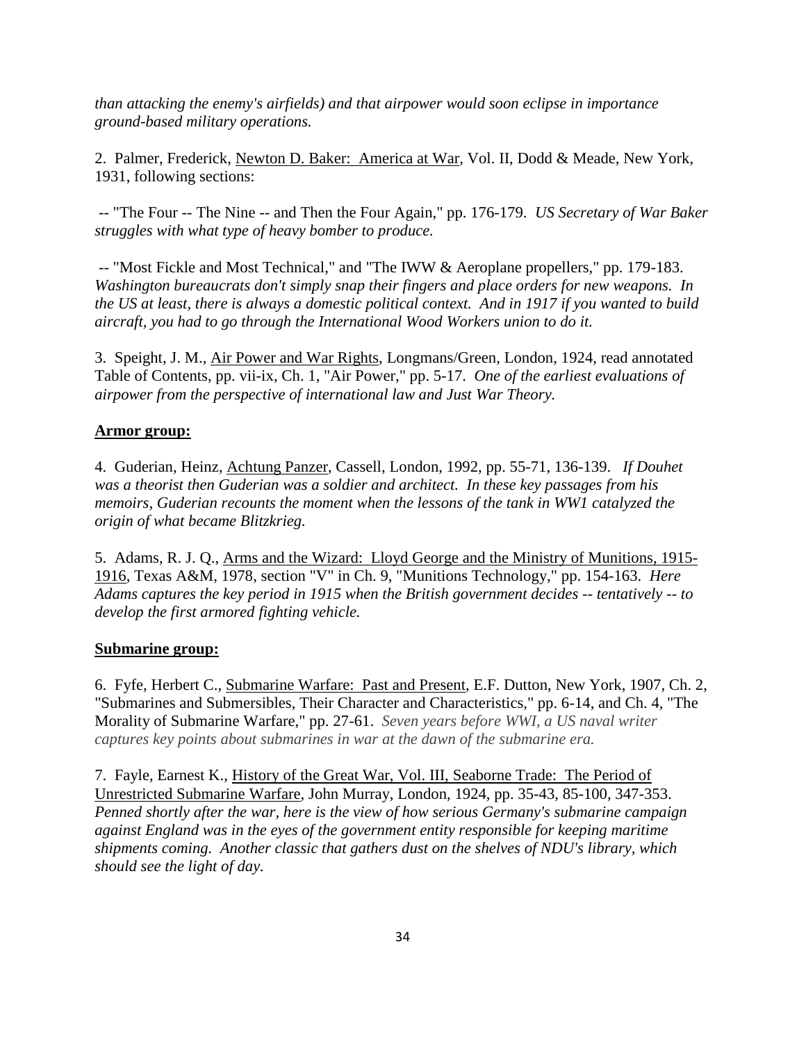*than attacking the enemy's airfields) and that airpower would soon eclipse in importance ground-based military operations.*

2. Palmer, Frederick, Newton D. Baker: America at War, Vol. II, Dodd & Meade, New York, 1931, following sections:

-- "The Four -- The Nine -- and Then the Four Again," pp. 176-179. *US Secretary of War Baker struggles with what type of heavy bomber to produce.*

-- "Most Fickle and Most Technical," and "The IWW & Aeroplane propellers," pp. 179-183. *Washington bureaucrats don't simply snap their fingers and place orders for new weapons. In the US at least, there is always a domestic political context. And in 1917 if you wanted to build aircraft, you had to go through the International Wood Workers union to do it.*

3. Speight, J. M., Air Power and War Rights, Longmans/Green, London, 1924, read annotated Table of Contents, pp. vii-ix, Ch. 1, "Air Power," pp. 5-17. *One of the earliest evaluations of airpower from the perspective of international law and Just War Theory.*

**Armor group:**

4. Guderian, Heinz, Achtung Panzer, Cassell, London, 1992, pp. 55-71, 136-139. *If Douhet was a theorist then Guderian was a soldier and architect. In these key passages from his memoirs, Guderian recounts the moment when the lessons of the tank in WW1 catalyzed the origin of what became Blitzkrieg.*

5. Adams, R. J. Q., Arms and the Wizard: Lloyd George and the Ministry of Munitions, 1915-1916, Texas A&M, 1978, section "V" in Ch. 9, "Munitions Technology," pp. 154-163. *Here Adams captures the key period in 1915 when the British government decides -- tentatively -- to develop the first armored fighting vehicle.*

**Submarine group:**

6. Fyfe, Herbert C., Submarine Warfare: Past and Present, E.F. Dutton, New York, 1907, Ch. 2, "Submarines and Submersibles, Their Character and Characteristics," pp. 6-14, and Ch. 4, "The Morality of Submarine Warfare," pp. 27-61. *Seven years before WWI, a US naval writer captures key points about submarines in war at the dawn of the submarine era.*

7. Fayle, Earnest K., History of the Great War, Vol. III, Seaborne Trade: The Period of Unrestricted Submarine Warfare, John Murray, London, 1924, pp. 35-43, 85-100, 347-353. *Penned shortly after the war, here is the view of how serious Germany's submarine campaign against England was in the eyes of the government entity responsible for keeping maritime shipments coming. Another classic that gathers dust on the shelves of NDU's library, which should see the light of day.*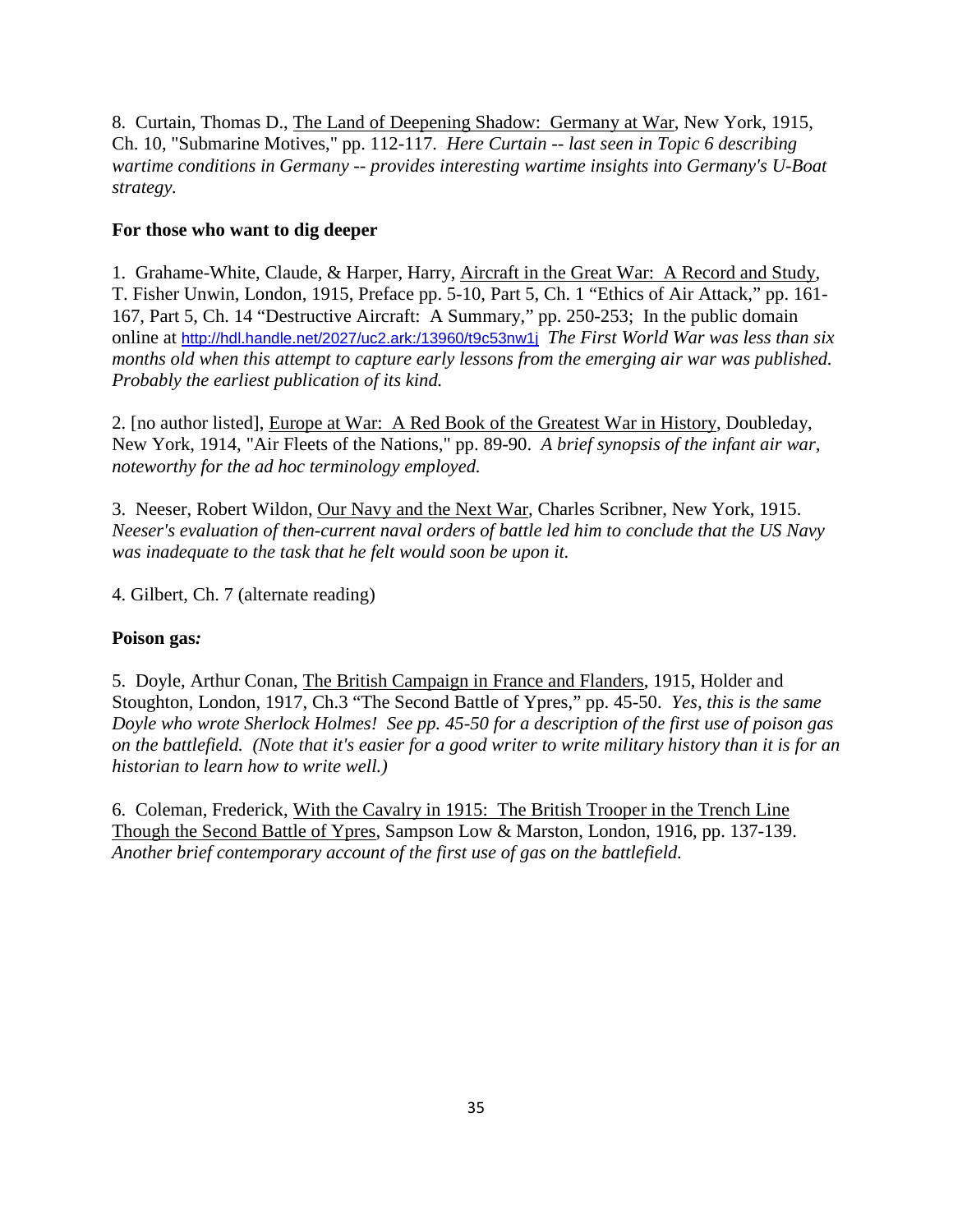8. Curtain, Thomas D., The Land of Deepening Shadow: Germany at War, New York, 1915, Ch. 10, "Submarine Motives," pp. 112-117. *Here Curtain -- last seen in Topic 6 describing wartime conditions in Germany -- provides interesting wartime insights into Germany's U-Boat strategy.*

**For those who want to dig deeper**

1. Grahame-White, Claude, & Harper, Harry, Aircraft in the Great War: A Record and Study, T. Fisher Unwin, London, 1915, Preface pp. 5-10, Part 5, Ch. 1 "Ethics of Air Attack," pp. 161-167, Part 5, Ch. 14 "Destructive Aircraft: A Summary," pp. 250-253; In the public domain online at http://hdl.handle.net/2027/uc2.ark:/13960/t9c53nw1j *The First World War was less than six months old when this attempt to capture early lessons from the emerging air war was published. Probably the earliest publication of its kind.*

2. [no author listed], Europe at War: A Red Book of the Greatest War in History, Doubleday, New York, 1914, "Air Fleets of the Nations," pp. 89-90. *A brief synopsis of the infant air war, noteworthy for the ad hoc terminology employed.*

3. Neeser, Robert Wildon, Our Navy and the Next War, Charles Scribner, New York, 1915. *Neeser's evaluation of then-current naval orders of battle led him to conclude that the US Navy was inadequate to the task that he felt would soon be upon it.*

4. Gilbert, Ch. 7 (alternate reading)

**Poison gas:**

5. Doyle, Arthur Conan, The British Campaign in France and Flanders, 1915, Holder and Stoughton, London, 1917, Ch.3 "The Second Battle of Ypres," pp. 45-50. *Yes, this is the same Doyle who wrote Sherlock Holmes! See pp. 45-50 for a description of the first use of poison gas on the battlefield. (Note that it's easier for a good writer to write military history than it is for an historian to learn how to write well.)*

6. Coleman, Frederick, With the Cavalry in 1915: The British Trooper in the Trench Line Though the Second Battle of Ypres, Sampson Low & Marston, London, 1916, pp. 137-139. *Another brief contemporary account of the first use of gas on the battlefield.*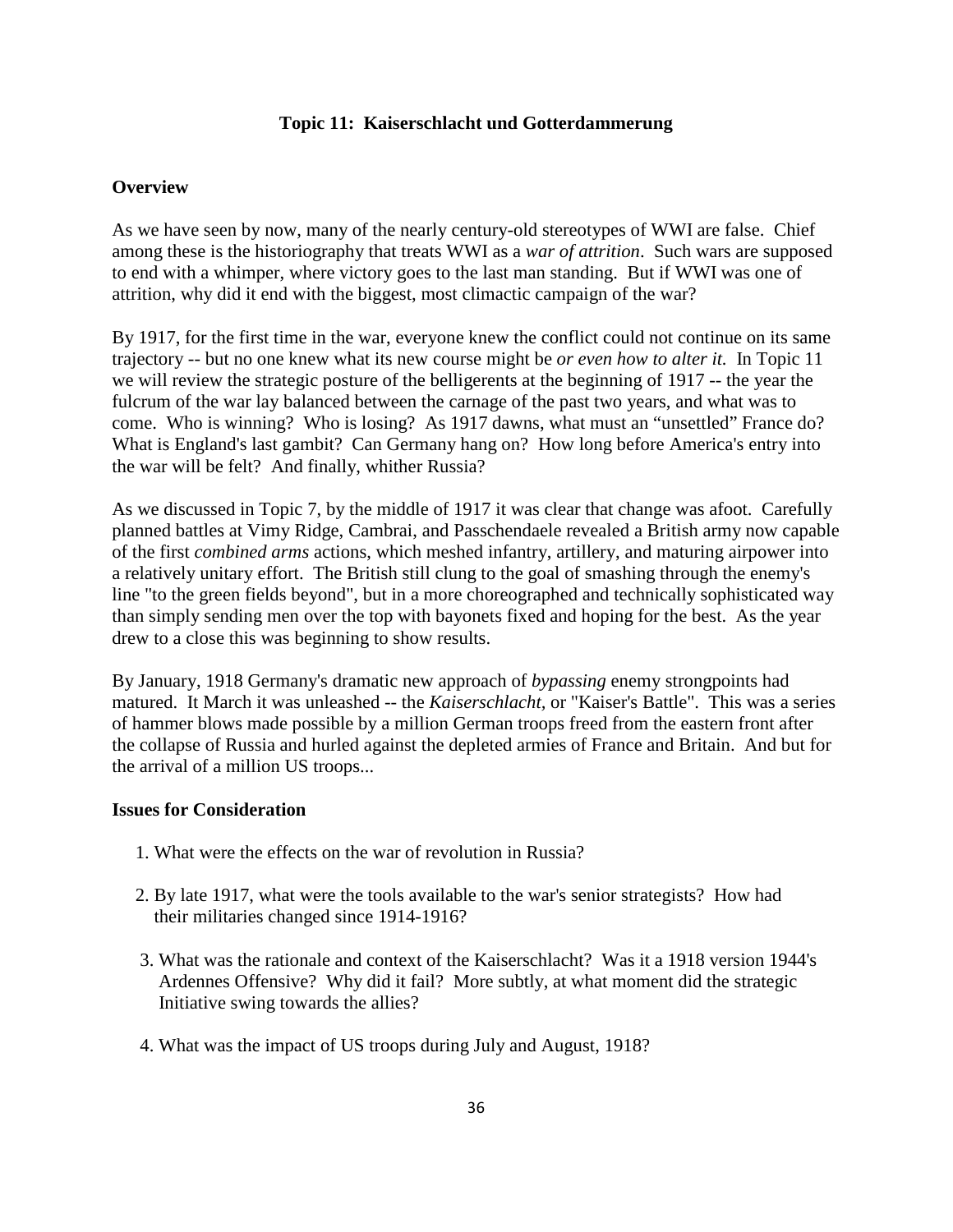## Topic 11: Kaiserschlacht und Gotterdammerung

### Overview

As we have seen by now, many of the nearly century-old stereotypes of WWI are false. Chief among these is the historiography that treats WWI as a *war of attrition*. Such wars are supposed to end with a whimper, where victory goes to the last man standing. But if WWI was one of attrition, why did it end with the biggest, most climactic campaign of the war?

By 1917, for the first time in the war, everyone knew the conflict could not continue on its same trajectory -- but no one knew what its new course might be *or even how to alter it.* In Topic 11 we will review the strategic posture of the belligerents at the beginning of 1917 -- the year the fulcrum of the war lay balanced between the carnage of the past two years, and what was to come. Who is winning? Who is losing? As 1917 dawns, what must an "unsettled" France do? What is England's last gambit? Can Germany hang on? How long before America's entry into the war will be felt? And finally, whither Russia?

As we discussed in Topic 7, by the middle of 1917 it was clear that change was afoot. Carefully planned battles at Vimy Ridge, Cambrai, and Passchendaele revealed a British army now capable of the first *combined arms* actions, which meshed infantry, artillery, and maturing airpower into a relatively unitary effort. The British still clung to the goal of smashing through the enemy's line "to the green fields beyond", but in a more choreographed and technically sophisticated way than simply sending men over the top with bayonets fixed and hoping for the best. As the year drew to a close this was beginning to show results.

By January, 1918 Germany's dramatic new approach of *bypassing* enemy strongpoints had matured. It March it was unleashed -- the *Kaiserschlacht*, or "Kaiser's Battle". This was a series of hammer blows made possible by a million German troops freed from the eastern front after the collapse of Russia and hurled against the depleted armies of France and Britain. And but for the arrival of a million US troops...

### Issues for Consideration

1. What were the effects on the war of revolution in Russia?
2. By late 1917, what were the tools available to the war's senior strategists? How had their militaries changed since 1914-1916?
3. What was the rationale and context of the Kaiserschlacht? Was it a 1918 version 1944's Ardennes Offensive? Why did it fail? More subtly, at what moment did the strategic Initiative swing towards the allies?
4. What was the impact of US troops during July and August, 1918?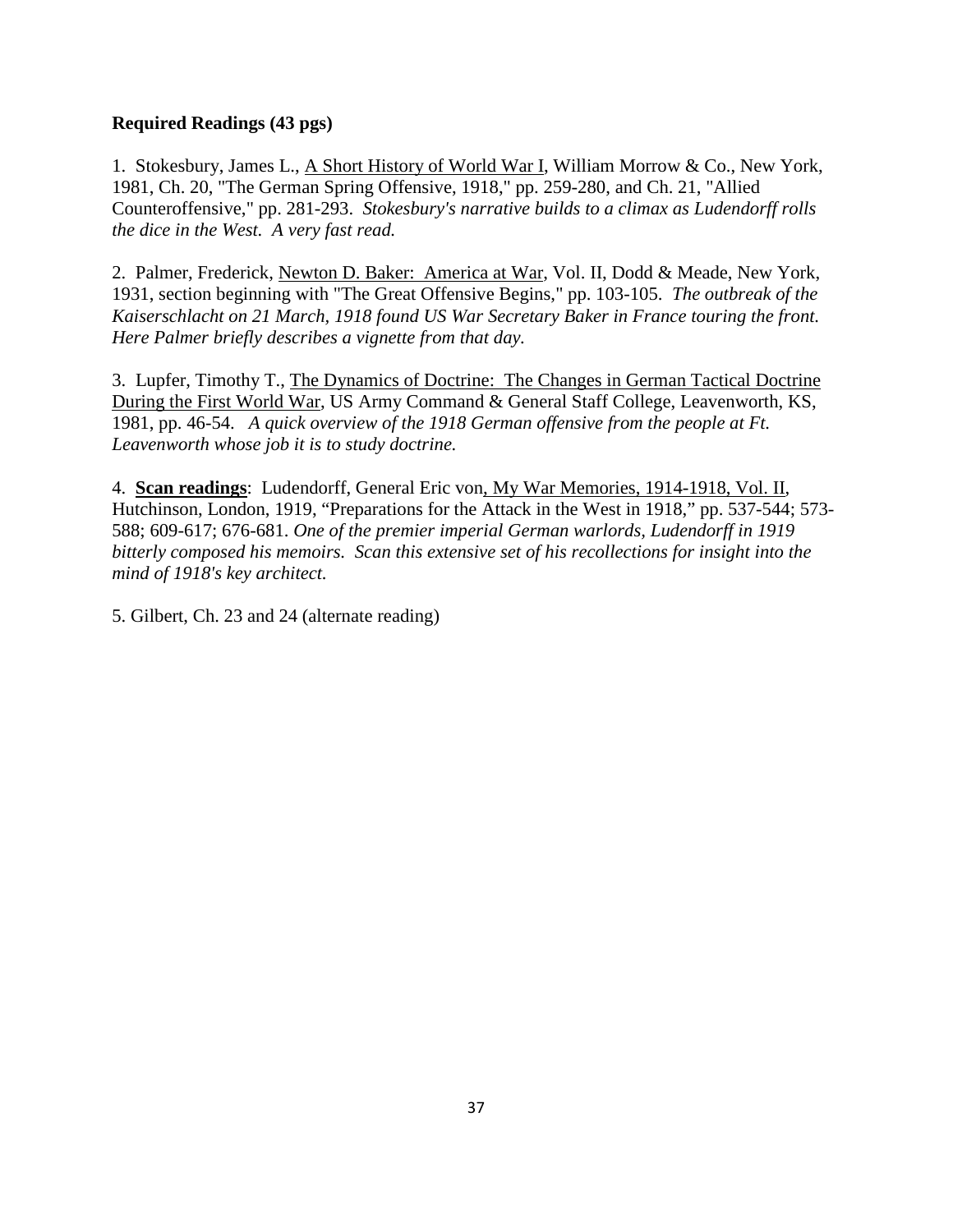**Required Readings (43 pgs)**

1. Stokesbury, James L., A Short History of World War I, William Morrow & Co., New York, 1981, Ch. 20, "The German Spring Offensive, 1918," pp. 259-280, and Ch. 21, "Allied Counteroffensive," pp. 281-293. *Stokesbury's narrative builds to a climax as Ludendorff rolls the dice in the West. A very fast read.*

2. Palmer, Frederick, Newton D. Baker: America at War, Vol. II, Dodd & Meade, New York, 1931, section beginning with "The Great Offensive Begins," pp. 103-105. *The outbreak of the Kaiserschlacht on 21 March, 1918 found US War Secretary Baker in France touring the front. Here Palmer briefly describes a vignette from that day.*

3. Lupfer, Timothy T., The Dynamics of Doctrine: The Changes in German Tactical Doctrine During the First World War, US Army Command & General Staff College, Leavenworth, KS, 1981, pp. 46-54. *A quick overview of the 1918 German offensive from the people at Ft. Leavenworth whose job it is to study doctrine.*

4. **Scan readings**: Ludendorff, General Eric von, My War Memories, 1914-1918, Vol. II, Hutchinson, London, 1919, "Preparations for the Attack in the West in 1918," pp. 537-544; 573-588; 609-617; 676-681. *One of the premier imperial German warlords, Ludendorff in 1919 bitterly composed his memoirs. Scan this extensive set of his recollections for insight into the mind of 1918's key architect.*

5. Gilbert, Ch. 23 and 24 (alternate reading)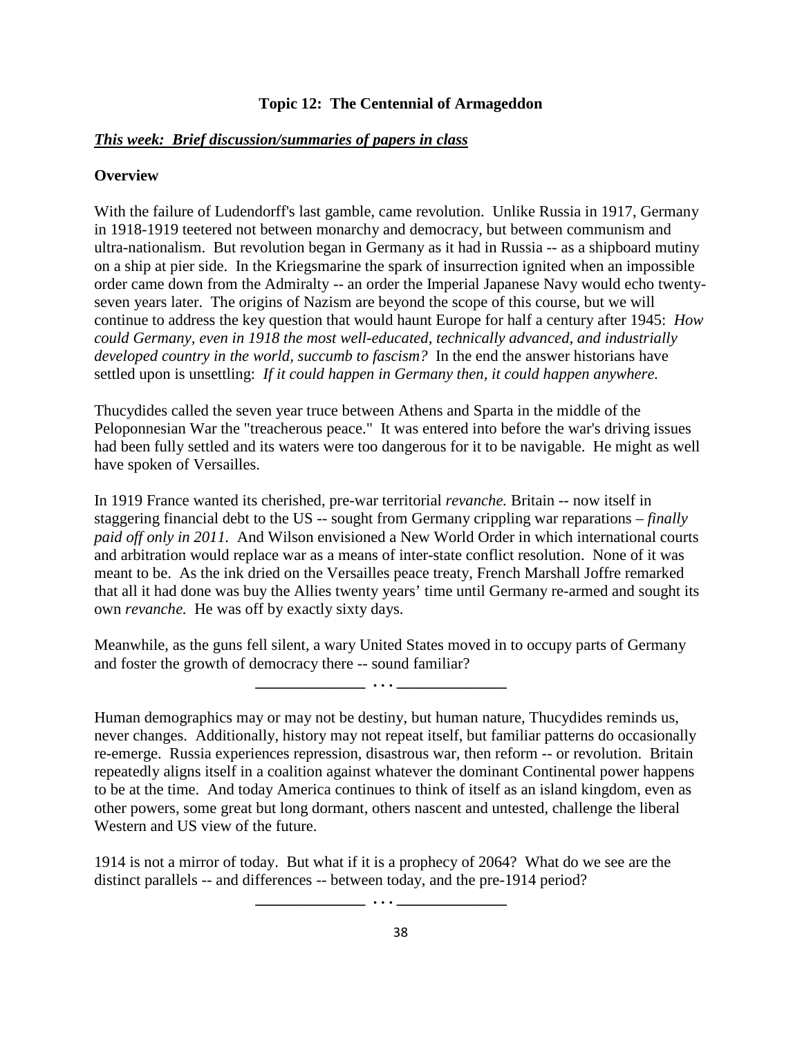**Topic 12: The Centennial of Armageddon**

***This week: Brief discussion/summaries of papers in class***

**Overview**

With the failure of Ludendorff's last gamble, came revolution. Unlike Russia in 1917, Germany in 1918-1919 teetered not between monarchy and democracy, but between communism and ultra-nationalism. But revolution began in Germany as it had in Russia -- as a shipboard mutiny on a ship at pier side. In the Kriegsmarine the spark of insurrection ignited when an impossible order came down from the Admiralty -- an order the Imperial Japanese Navy would echo twenty-seven years later. The origins of Nazism are beyond the scope of this course, but we will continue to address the key question that would haunt Europe for half a century after 1945: *How could Germany, even in 1918 the most well-educated, technically advanced, and industrially developed country in the world, succumb to fascism?* In the end the answer historians have settled upon is unsettling: *If it could happen in Germany then, it could happen anywhere.*

Thucydides called the seven year truce between Athens and Sparta in the middle of the Peloponnesian War the "treacherous peace." It was entered into before the war's driving issues had been fully settled and its waters were too dangerous for it to be navigable. He might as well have spoken of Versailles.

In 1919 France wanted its cherished, pre-war territorial *revanche.* Britain -- now itself in staggering financial debt to the US -- sought from Germany crippling war reparations – *finally paid off only in 2011.* And Wilson envisioned a New World Order in which international courts and arbitration would replace war as a means of inter-state conflict resolution. None of it was meant to be. As the ink dried on the Versailles peace treaty, French Marshall Joffre remarked that all it had done was buy the Allies twenty years' time until Germany re-armed and sought its own *revanche.* He was off by exactly sixty days.

Meanwhile, as the guns fell silent, a wary United States moved in to occupy parts of Germany and foster the growth of democracy there -- sound familiar?

______________ . . . ______________

Human demographics may or may not be destiny, but human nature, Thucydides reminds us, never changes. Additionally, history may not repeat itself, but familiar patterns do occasionally re-emerge. Russia experiences repression, disastrous war, then reform -- or revolution. Britain repeatedly aligns itself in a coalition against whatever the dominant Continental power happens to be at the time. And today America continues to think of itself as an island kingdom, even as other powers, some great but long dormant, others nascent and untested, challenge the liberal Western and US view of the future.

1914 is not a mirror of today. But what if it is a prophecy of 2064? What do we see are the distinct parallels -- and differences -- between today, and the pre-1914 period?

______________ . . . ______________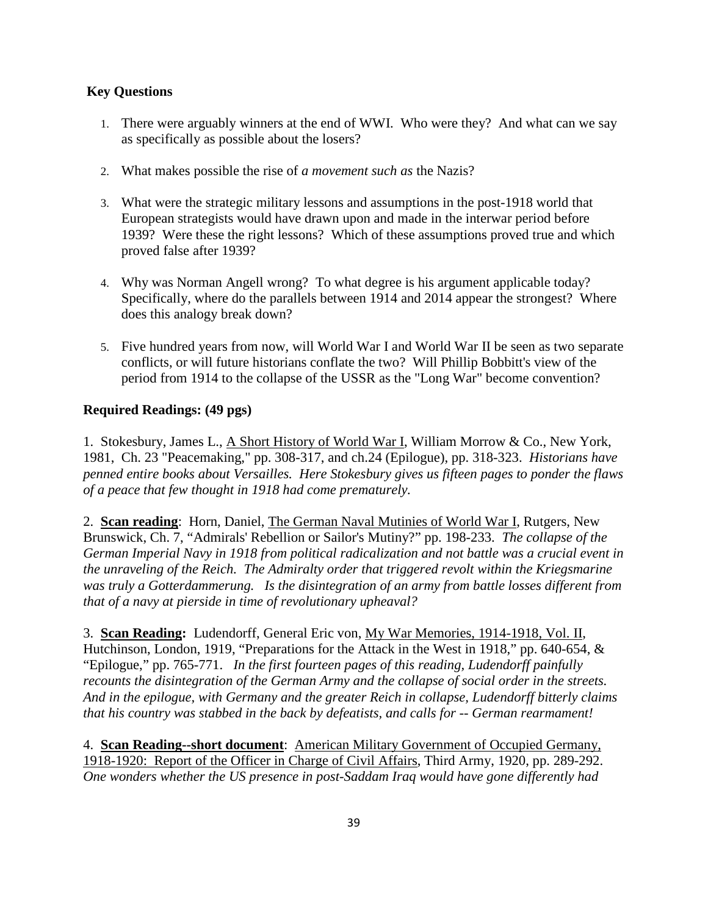**Key Questions**

1. There were arguably winners at the end of WWI. Who were they? And what can we say as specifically as possible about the losers?

2. What makes possible the rise of *a movement such as* the Nazis?

3. What were the strategic military lessons and assumptions in the post-1918 world that European strategists would have drawn upon and made in the interwar period before 1939? Were these the right lessons? Which of these assumptions proved true and which proved false after 1939?

4. Why was Norman Angell wrong? To what degree is his argument applicable today? Specifically, where do the parallels between 1914 and 2014 appear the strongest? Where does this analogy break down?

5. Five hundred years from now, will World War I and World War II be seen as two separate conflicts, or will future historians conflate the two? Will Phillip Bobbitt's view of the period from 1914 to the collapse of the USSR as the "Long War" become convention?

**Required Readings: (49 pgs)**

1. Stokesbury, James L., <u>A Short History of World War I</u>, William Morrow & Co., New York, 1981, Ch. 23 "Peacemaking," pp. 308-317, and ch.24 (Epilogue), pp. 318-323. *Historians have penned entire books about Versailles. Here Stokesbury gives us fifteen pages to ponder the flaws of a peace that few thought in 1918 had come prematurely.*

2. **<u>Scan reading</u>**: Horn, Daniel, <u>The German Naval Mutinies of World War I</u>, Rutgers, New Brunswick, Ch. 7, "Admirals' Rebellion or Sailor's Mutiny?" pp. 198-233. *The collapse of the German Imperial Navy in 1918 from political radicalization and not battle was a crucial event in the unraveling of the Reich. The Admiralty order that triggered revolt within the Kriegsmarine was truly a Gotterdammerung. Is the disintegration of an army from battle losses different from that of a navy at pierside in time of revolutionary upheaval?*

3. **<u>Scan Reading:</u>** Ludendorff, General Eric von, <u>My War Memories, 1914-1918, Vol. II</u>, Hutchinson, London, 1919, "Preparations for the Attack in the West in 1918," pp. 640-654, & "Epilogue," pp. 765-771. *In the first fourteen pages of this reading, Ludendorff painfully recounts the disintegration of the German Army and the collapse of social order in the streets. And in the epilogue, with Germany and the greater Reich in collapse, Ludendorff bitterly claims that his country was stabbed in the back by defeatists, and calls for -- German rearmament!*

4. **<u>Scan Reading--short document</u>**: <u>American Military Government of Occupied Germany, 1918-1920: Report of the Officer in Charge of Civil Affairs</u>, Third Army, 1920, pp. 289-292. *One wonders whether the US presence in post-Saddam Iraq would have gone differently had*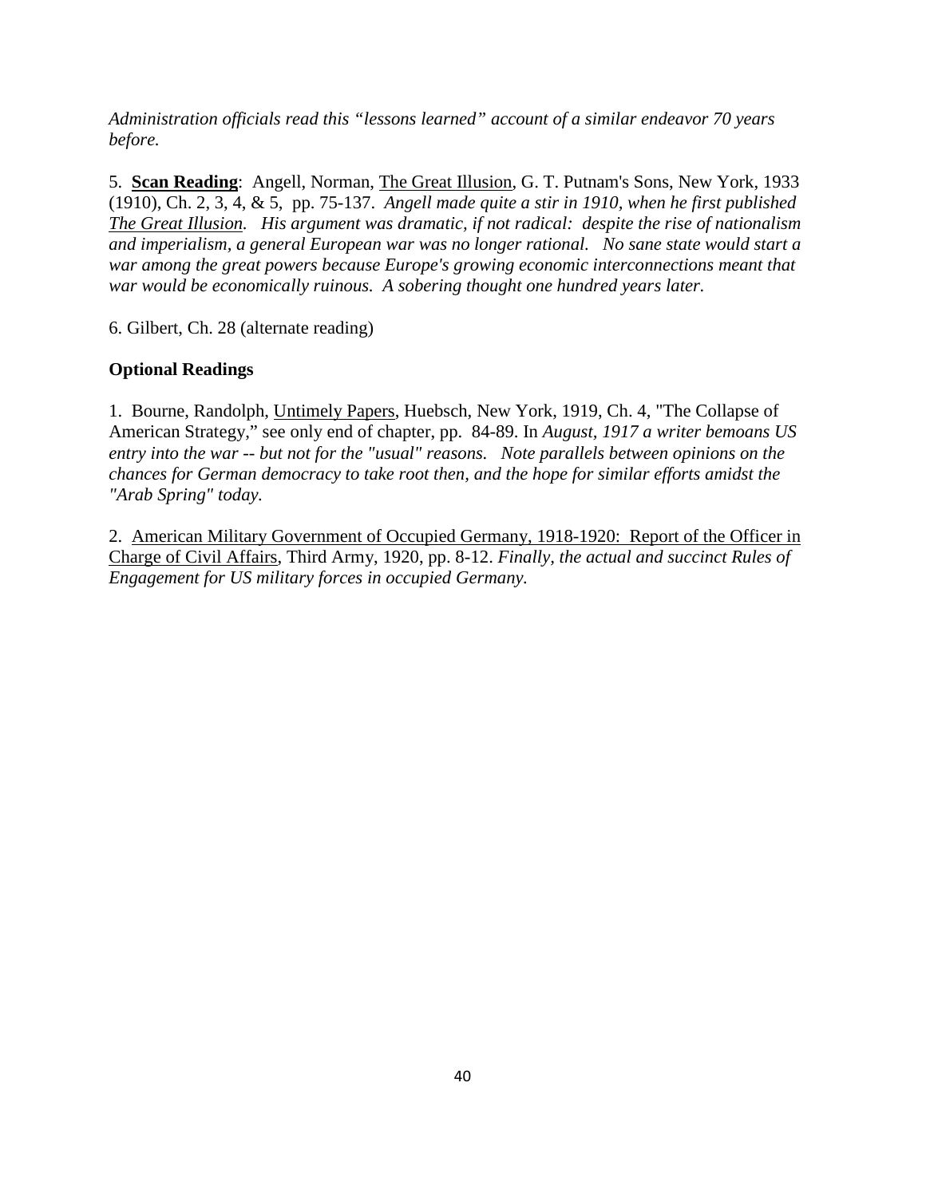*Administration officials read this "lessons learned" account of a similar endeavor 70 years before.*

5. **Scan Reading**: Angell, Norman, The Great Illusion, G. T. Putnam's Sons, New York, 1933 (1910), Ch. 2, 3, 4, & 5, pp. 75-137. *Angell made quite a stir in 1910, when he first published The Great Illusion. His argument was dramatic, if not radical: despite the rise of nationalism and imperialism, a general European war was no longer rational. No sane state would start a war among the great powers because Europe's growing economic interconnections meant that war would be economically ruinous. A sobering thought one hundred years later.*

6. Gilbert, Ch. 28 (alternate reading)

**Optional Readings**

1. Bourne, Randolph, Untimely Papers, Huebsch, New York, 1919, Ch. 4, "The Collapse of American Strategy," see only end of chapter, pp. 84-89. In *August, 1917 a writer bemoans US entry into the war -- but not for the "usual" reasons. Note parallels between opinions on the chances for German democracy to take root then, and the hope for similar efforts amidst the "Arab Spring" today.*

2. American Military Government of Occupied Germany, 1918-1920: Report of the Officer in Charge of Civil Affairs, Third Army, 1920, pp. 8-12. *Finally, the actual and succinct Rules of Engagement for US military forces in occupied Germany.*